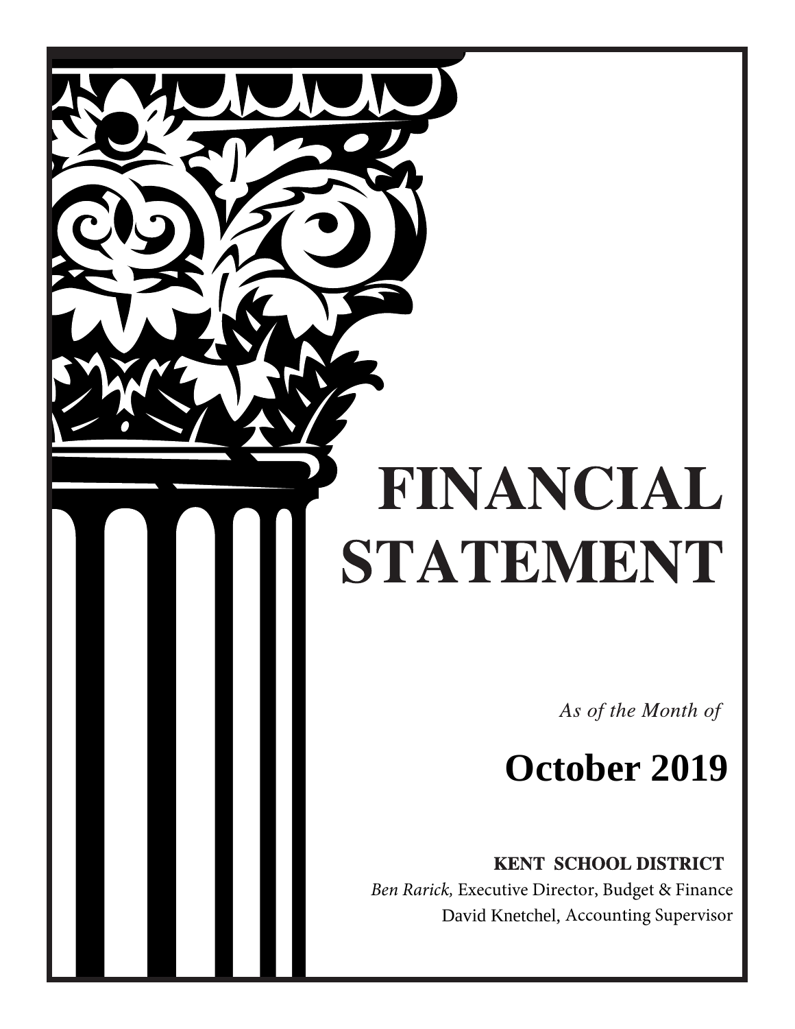# FINANCIAL STATEMENT

*As of the Month of*

## October 2019

**KENT SCHOOL DISTRICT**

*Ben Rarick,* Executive Director, Budget & Finance

David Knetchel, Accounting Supervisor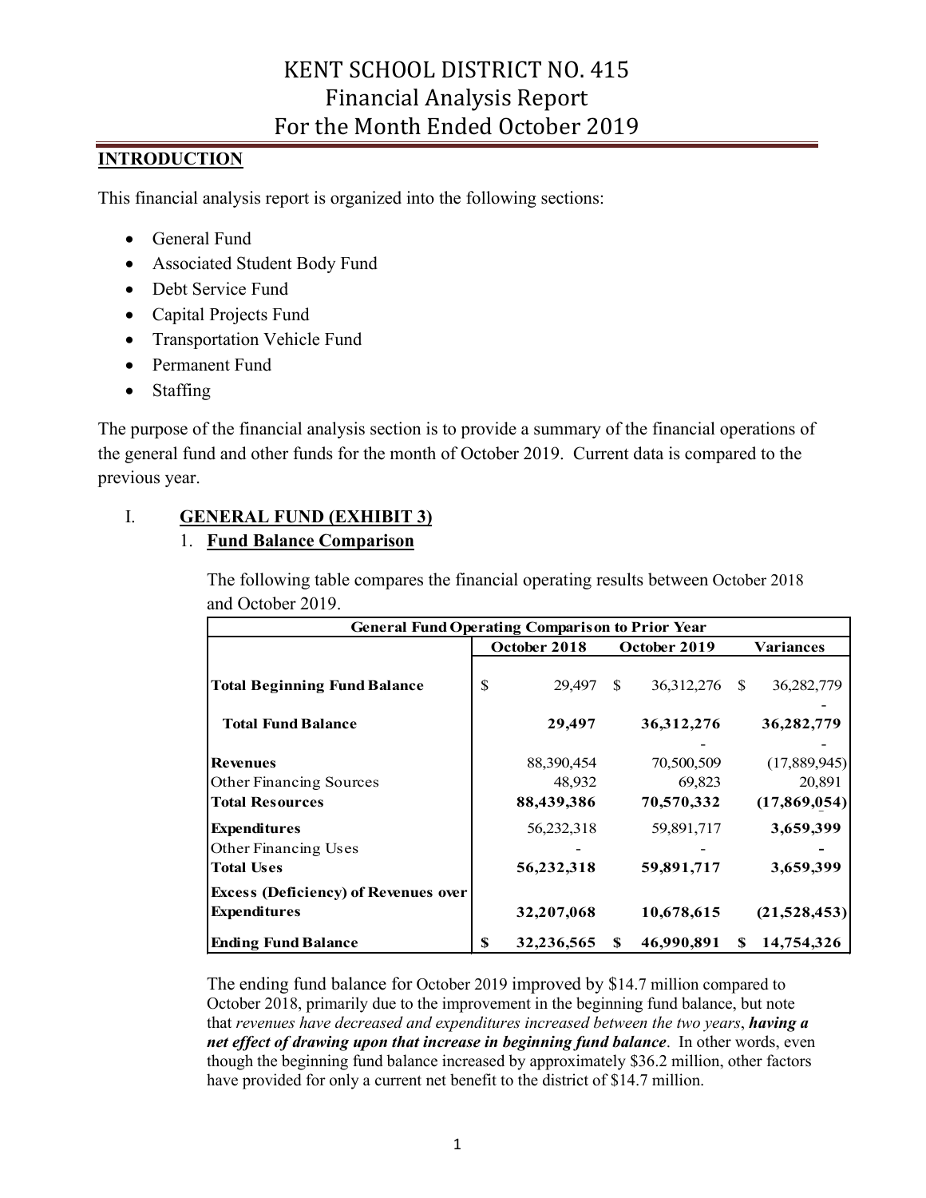# KENT SCHOOL DISTRICT NO. 415
# Financial Analysis Report
# For the Month Ended October 2019

## INTRODUCTION

This financial analysis report is organized into the following sections:

- General Fund
- Associated Student Body Fund
- Debt Service Fund
- Capital Projects Fund
- Transportation Vehicle Fund
- Permanent Fund
- Staffing

The purpose of the financial analysis section is to provide a summary of the financial operations of the general fund and other funds for the month of October 2019. Current data is compared to the previous year.

## I. GENERAL FUND (EXHIBIT 3)

### 1. Fund Balance Comparison

The following table compares the financial operating results between October 2018 and October 2019.

| General Fund Operating Comparison to Prior Year | | | |
|---|---|---|---|
| | October 2018 | October 2019 | Variances |
| **Total Beginning Fund Balance** | $ 29,497 | $ 36,312,276 | $ 36,282,779 |
| **Total Fund Balance** | **29,497** | **36,312,276** | **36,282,779** |
| **Revenues** | 88,390,454 | 70,500,509 | (17,889,945) |
| Other Financing Sources | 48,932 | 69,823 | 20,891 |
| **Total Resources** | **88,439,386** | **70,570,332** | **(17,869,054)** |
| **Expenditures** | 56,232,318 | 59,891,717 | **3,659,399** |
| Other Financing Uses | - | - | **-** |
| **Total Uses** | **56,232,318** | **59,891,717** | **3,659,399** |
| **Excess (Deficiency) of Revenues over Expenditures** | **32,207,068** | **10,678,615** | **(21,528,453)** |
| **Ending Fund Balance** | **$ 32,236,565** | **$ 46,990,891** | **$ 14,754,326** |

The ending fund balance for October 2019 improved by $14.7 million compared to October 2018, primarily due to the improvement in the beginning fund balance, but note that *revenues have decreased and expenditures increased between the two years*, ***having a net effect of drawing upon that increase in beginning fund balance***. In other words, even though the beginning fund balance increased by approximately $36.2 million, other factors have provided for only a current net benefit to the district of $14.7 million.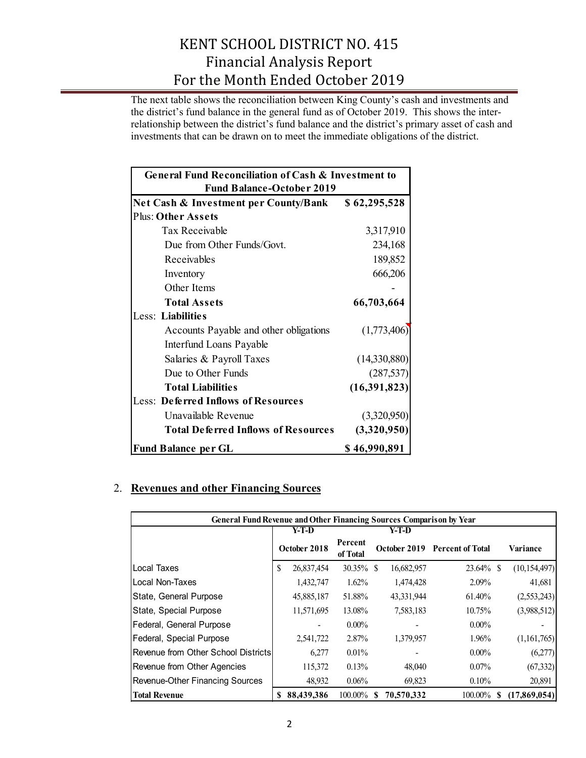# KENT SCHOOL DISTRICT NO. 415
## Financial Analysis Report
## For the Month Ended October 2019

The next table shows the reconciliation between King County's cash and investments and the district's fund balance in the general fund as of October 2019. This shows the inter-relationship between the district's fund balance and the district's primary asset of cash and investments that can be drawn on to meet the immediate obligations of the district.

| General Fund Reconciliation of Cash & Investment to Fund Balance-October 2019 | |
|---|---|
| **Net Cash & Investment per County/Bank** | **$ 62,295,528** |
| Plus: **Other Assets** | |
| Tax Receivable | 3,317,910 |
| Due from Other Funds/Govt. | 234,168 |
| Receivables | 189,852 |
| Inventory | 666,206 |
| Other Items | - |
| **Total Assets** | **66,703,664** |
| Less: **Liabilities** | |
| Accounts Payable and other obligations | (1,773,406) |
| Interfund Loans Payable | |
| Salaries & Payroll Taxes | (14,330,880) |
| Due to Other Funds | (287,537) |
| **Total Liabilities** | **(16,391,823)** |
| Less: **Deferred Inflows of Resources** | |
| Unavailable Revenue | (3,320,950) |
| **Total Deferred Inflows of Resources** | **(3,320,950)** |
| **Fund Balance per GL** | **$ 46,990,891** |

2. **Revenues and other Financing Sources**

| General Fund Revenue and Other Financing Sources Comparison by Year | | | | | |
|---|---|---|---|---|---|
| | Y-T-D October 2018 | Percent of Total | Y-T-D October 2019 | Percent of Total | Variance |
| Local Taxes | $ 26,837,454 | 30.35% | $ 16,682,957 | 23.64% | $ (10,154,497) |
| Local Non-Taxes | 1,432,747 | 1.62% | 1,474,428 | 2.09% | 41,681 |
| State, General Purpose | 45,885,187 | 51.88% | 43,331,944 | 61.40% | (2,553,243) |
| State, Special Purpose | 11,571,695 | 13.08% | 7,583,183 | 10.75% | (3,988,512) |
| Federal, General Purpose | - | 0.00% | - | 0.00% | - |
| Federal, Special Purpose | 2,541,722 | 2.87% | 1,379,957 | 1.96% | (1,161,765) |
| Revenue from Other School Districts | 6,277 | 0.01% | - | 0.00% | (6,277) |
| Revenue from Other Agencies | 115,372 | 0.13% | 48,040 | 0.07% | (67,332) |
| Revenue-Other Financing Sources | 48,932 | 0.06% | 69,823 | 0.10% | 20,891 |
| **Total Revenue** | **$ 88,439,386** | 100.00% | **$ 70,570,332** | 100.00% | **$ (17,869,054)** |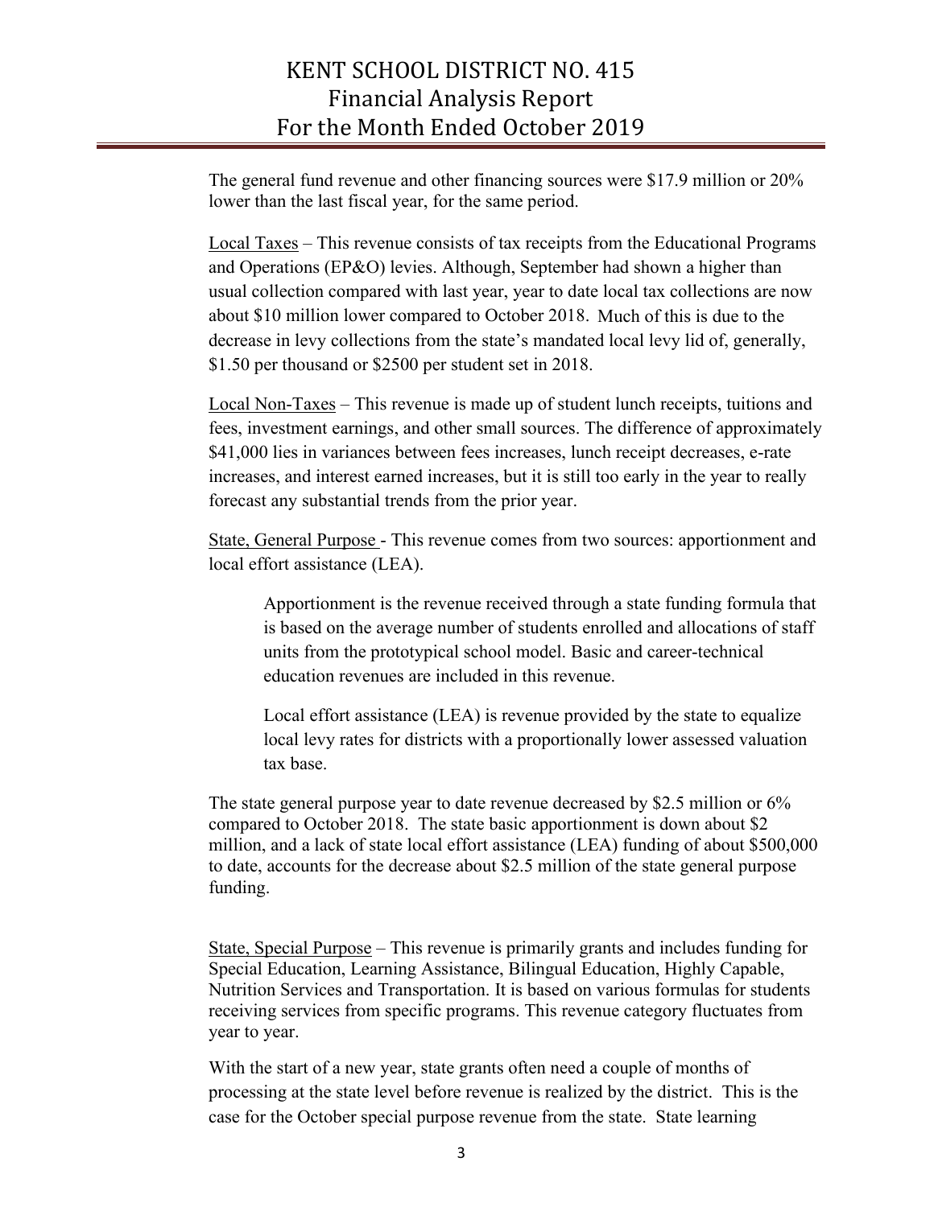The general fund revenue and other financing sources were $17.9 million or 20% lower than the last fiscal year, for the same period.

Local Taxes – This revenue consists of tax receipts from the Educational Programs and Operations (EP&O) levies. Although, September had shown a higher than usual collection compared with last year, year to date local tax collections are now about $10 million lower compared to October 2018. Much of this is due to the decrease in levy collections from the state's mandated local levy lid of, generally, $1.50 per thousand or $2500 per student set in 2018.

Local Non-Taxes – This revenue is made up of student lunch receipts, tuitions and fees, investment earnings, and other small sources. The difference of approximately $41,000 lies in variances between fees increases, lunch receipt decreases, e-rate increases, and interest earned increases, but it is still too early in the year to really forecast any substantial trends from the prior year.

State, General Purpose - This revenue comes from two sources: apportionment and local effort assistance (LEA).

> Apportionment is the revenue received through a state funding formula that is based on the average number of students enrolled and allocations of staff units from the prototypical school model. Basic and career-technical education revenues are included in this revenue.
>
> Local effort assistance (LEA) is revenue provided by the state to equalize local levy rates for districts with a proportionally lower assessed valuation tax base.

The state general purpose year to date revenue decreased by $2.5 million or 6% compared to October 2018. The state basic apportionment is down about $2 million, and a lack of state local effort assistance (LEA) funding of about $500,000 to date, accounts for the decrease about $2.5 million of the state general purpose funding.

State, Special Purpose – This revenue is primarily grants and includes funding for Special Education, Learning Assistance, Bilingual Education, Highly Capable, Nutrition Services and Transportation. It is based on various formulas for students receiving services from specific programs. This revenue category fluctuates from year to year.

With the start of a new year, state grants often need a couple of months of processing at the state level before revenue is realized by the district. This is the case for the October special purpose revenue from the state. State learning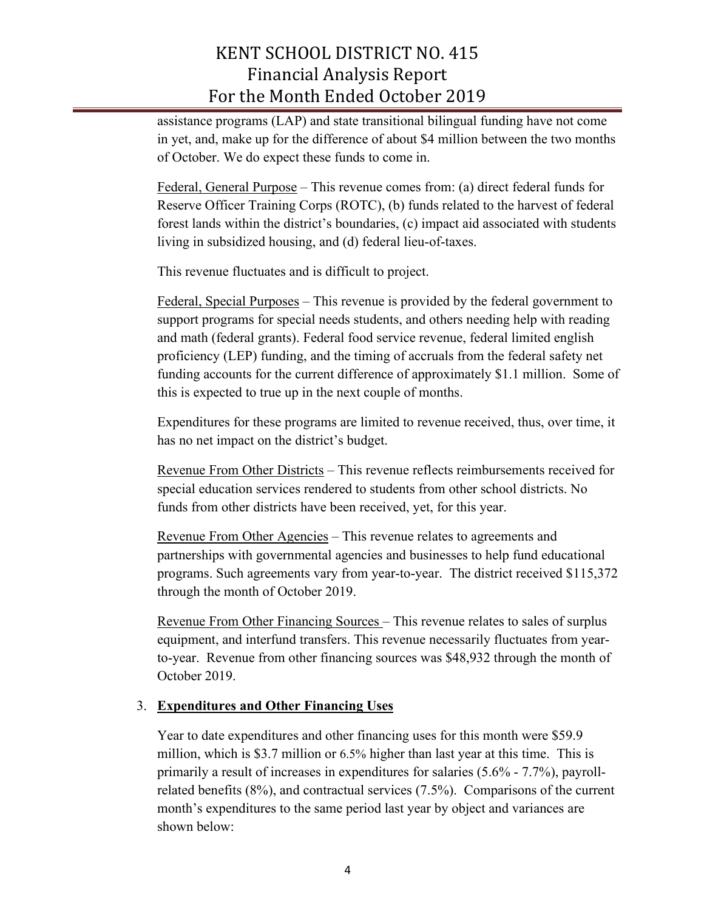assistance programs (LAP) and state transitional bilingual funding have not come in yet, and, make up for the difference of about $4 million between the two months of October. We do expect these funds to come in.

Federal, General Purpose – This revenue comes from: (a) direct federal funds for Reserve Officer Training Corps (ROTC), (b) funds related to the harvest of federal forest lands within the district's boundaries, (c) impact aid associated with students living in subsidized housing, and (d) federal lieu-of-taxes.

This revenue fluctuates and is difficult to project.

Federal, Special Purposes – This revenue is provided by the federal government to support programs for special needs students, and others needing help with reading and math (federal grants). Federal food service revenue, federal limited english proficiency (LEP) funding, and the timing of accruals from the federal safety net funding accounts for the current difference of approximately $1.1 million. Some of this is expected to true up in the next couple of months.

Expenditures for these programs are limited to revenue received, thus, over time, it has no net impact on the district's budget.

Revenue From Other Districts – This revenue reflects reimbursements received for special education services rendered to students from other school districts. No funds from other districts have been received, yet, for this year.

Revenue From Other Agencies – This revenue relates to agreements and partnerships with governmental agencies and businesses to help fund educational programs. Such agreements vary from year-to-year. The district received $115,372 through the month of October 2019.

Revenue From Other Financing Sources – This revenue relates to sales of surplus equipment, and interfund transfers. This revenue necessarily fluctuates from year-to-year. Revenue from other financing sources was $48,932 through the month of October 2019.

3. **Expenditures and Other Financing Uses**

Year to date expenditures and other financing uses for this month were $59.9 million, which is $3.7 million or 6.5% higher than last year at this time. This is primarily a result of increases in expenditures for salaries (5.6% - 7.7%), payroll-related benefits (8%), and contractual services (7.5%). Comparisons of the current month's expenditures to the same period last year by object and variances are shown below: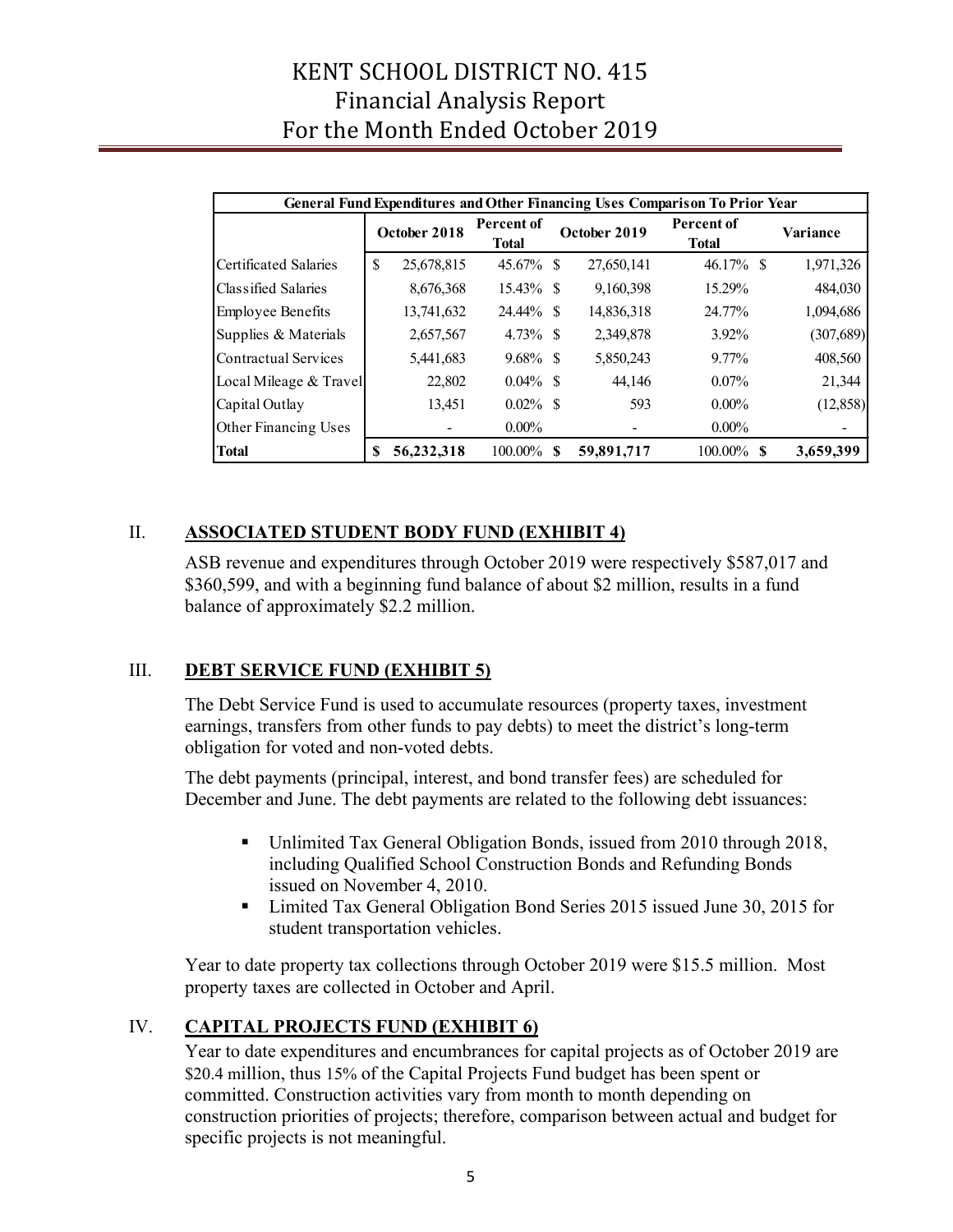# KENT SCHOOL DISTRICT NO. 415
# Financial Analysis Report
# For the Month Ended October 2019

| General Fund Expenditures and Other Financing Uses Comparison To Prior Year | | | | | |
|---|---|---|---|---|---|
| | October 2018 | Percent of Total | October 2019 | Percent of Total | Variance |
| Certificated Salaries | $ 25,678,815 | 45.67% | $ 27,650,141 | 46.17% | $ 1,971,326 |
| Classified Salaries | 8,676,368 | 15.43% | $ 9,160,398 | 15.29% | 484,030 |
| Employee Benefits | 13,741,632 | 24.44% | $ 14,836,318 | 24.77% | 1,094,686 |
| Supplies & Materials | 2,657,567 | 4.73% | $ 2,349,878 | 3.92% | (307,689) |
| Contractual Services | 5,441,683 | 9.68% | $ 5,850,243 | 9.77% | 408,560 |
| Local Mileage & Travel | 22,802 | 0.04% | $ 44,146 | 0.07% | 21,344 |
| Capital Outlay | 13,451 | 0.02% | $ 593 | 0.00% | (12,858) |
| Other Financing Uses | - | 0.00% | - | 0.00% | - |
| **Total** | **$ 56,232,318** | 100.00% | **$ 59,891,717** | 100.00% | **$ 3,659,399** |

## II. ASSOCIATED STUDENT BODY FUND (EXHIBIT 4)

ASB revenue and expenditures through October 2019 were respectively $587,017 and $360,599, and with a beginning fund balance of about $2 million, results in a fund balance of approximately $2.2 million.

## III. DEBT SERVICE FUND (EXHIBIT 5)

The Debt Service Fund is used to accumulate resources (property taxes, investment earnings, transfers from other funds to pay debts) to meet the district's long-term obligation for voted and non-voted debts.

The debt payments (principal, interest, and bond transfer fees) are scheduled for December and June. The debt payments are related to the following debt issuances:

- Unlimited Tax General Obligation Bonds, issued from 2010 through 2018, including Qualified School Construction Bonds and Refunding Bonds issued on November 4, 2010.
- Limited Tax General Obligation Bond Series 2015 issued June 30, 2015 for student transportation vehicles.

Year to date property tax collections through October 2019 were $15.5 million. Most property taxes are collected in October and April.

## IV. CAPITAL PROJECTS FUND (EXHIBIT 6)

Year to date expenditures and encumbrances for capital projects as of October 2019 are $20.4 million, thus 15% of the Capital Projects Fund budget has been spent or committed. Construction activities vary from month to month depending on construction priorities of projects; therefore, comparison between actual and budget for specific projects is not meaningful.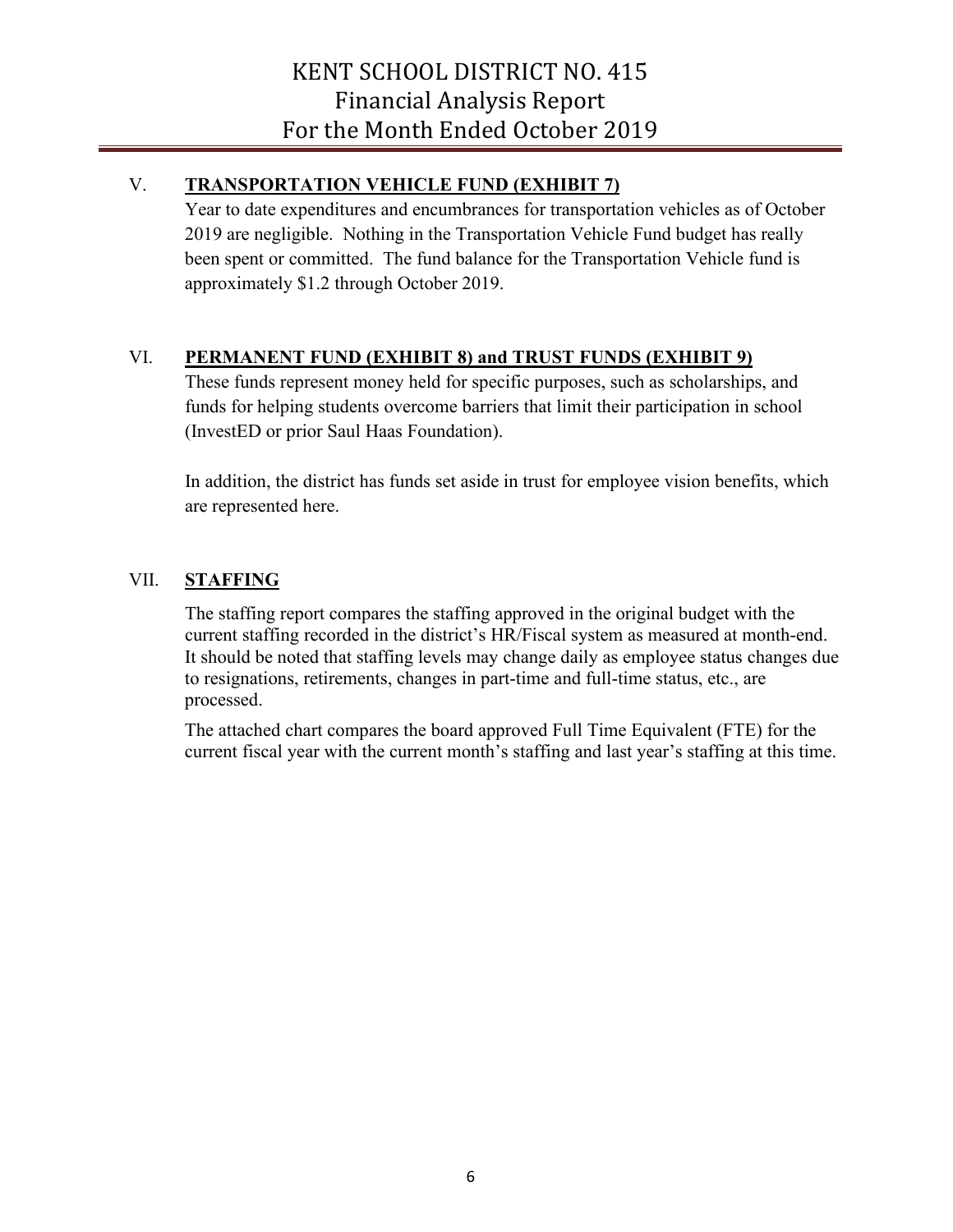## V. TRANSPORTATION VEHICLE FUND (EXHIBIT 7)

Year to date expenditures and encumbrances for transportation vehicles as of October 2019 are negligible. Nothing in the Transportation Vehicle Fund budget has really been spent or committed. The fund balance for the Transportation Vehicle fund is approximately $1.2 through October 2019.

## VI. PERMANENT FUND (EXHIBIT 8) and TRUST FUNDS (EXHIBIT 9)

These funds represent money held for specific purposes, such as scholarships, and funds for helping students overcome barriers that limit their participation in school (InvestED or prior Saul Haas Foundation).

In addition, the district has funds set aside in trust for employee vision benefits, which are represented here.

## VII. STAFFING

The staffing report compares the staffing approved in the original budget with the current staffing recorded in the district's HR/Fiscal system as measured at month-end. It should be noted that staffing levels may change daily as employee status changes due to resignations, retirements, changes in part-time and full-time status, etc., are processed.

The attached chart compares the board approved Full Time Equivalent (FTE) for the current fiscal year with the current month's staffing and last year's staffing at this time.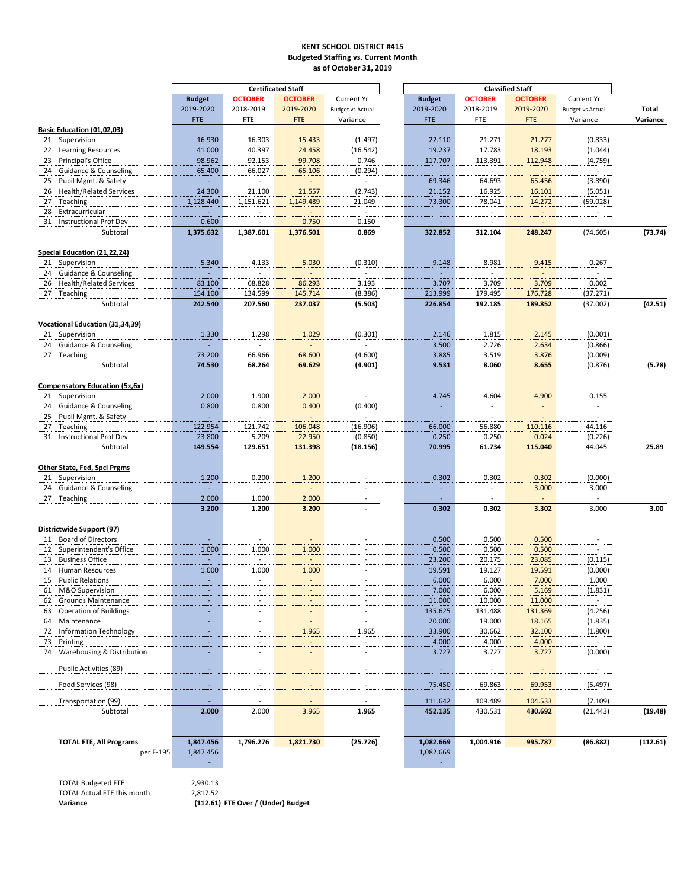**KENT SCHOOL DISTRICT #415**
**Budgeted Staffing vs. Current Month**
**as of October 31, 2019**

| | Certificated Staff | | | | Classified Staff | | | | |
|---|---|---|---|---|---|---|---|---|---|
| | **Budget** 2019-2020 FTE | **OCTOBER** 2018-2019 FTE | **OCTOBER** 2019-2020 FTE | Current Yr Budget vs Actual Variance | **Budget** 2019-2020 FTE | **OCTOBER** 2018-2019 FTE | **OCTOBER** 2019-2020 FTE | Current Yr Budget vs Actual Variance | **Total Variance** |
| **Basic Education (01,02,03)** | | | | | | | | | |
| 21 Supervision | 16.930 | 16.303 | 15.433 | (1.497) | 22.110 | 21.271 | 21.277 | (0.833) | |
| 22 Learning Resources | 41.000 | 40.397 | 24.458 | (16.542) | 19.237 | 17.783 | 18.193 | (1.044) | |
| 23 Principal's Office | 98.962 | 92.153 | 99.708 | 0.746 | 117.707 | 113.391 | 112.948 | (4.759) | |
| 24 Guidance & Counseling | 65.400 | 66.027 | 65.106 | (0.294) | - | - | - | - | |
| 25 Pupil Mgmt. & Safety | - | - | - | - | 69.346 | 64.693 | 65.456 | (3.890) | |
| 26 Health/Related Services | 24.300 | 21.100 | 21.557 | (2.743) | 21.152 | 16.925 | 16.101 | (5.051) | |
| 27 Teaching | 1,128.440 | 1,151.621 | 1,149.489 | 21.049 | 73.300 | 78.041 | 14.272 | (59.028) | |
| 28 Extracurricular | - | - | - | - | - | - | - | - | |
| 31 Instructional Prof Dev | 0.600 | - | 0.750 | 0.150 | - | - | - | - | |
| Subtotal | **1,375.632** | **1,387.601** | **1,376.501** | **0.869** | **322.852** | **312.104** | **248.247** | (74.605) | **(73.74)** |
| **Special Education (21,22,24)** | | | | | | | | | |
| 21 Supervision | 5.340 | 4.133 | 5.030 | (0.310) | 9.148 | 8.981 | 9.415 | 0.267 | |
| 24 Guidance & Counseling | - | - | - | - | - | - | - | - | |
| 26 Health/Related Services | 83.100 | 68.828 | 86.293 | 3.193 | 3.707 | 3.709 | 3.709 | 0.002 | |
| 27 Teaching | 154.100 | 134.599 | 145.714 | (8.386) | 213.999 | 179.495 | 176.728 | (37.271) | |
| Subtotal | **242.540** | **207.560** | **237.037** | **(5.503)** | **226.854** | **192.185** | **189.852** | (37.002) | **(42.51)** |
| **Vocational Education (31,34,39)** | | | | | | | | | |
| 21 Supervision | 1.330 | 1.298 | 1.029 | (0.301) | 2.146 | 1.815 | 2.145 | (0.001) | |
| 24 Guidance & Counseling | - | - | - | - | 3.500 | 2.726 | 2.634 | (0.866) | |
| 27 Teaching | 73.200 | 66.966 | 68.600 | (4.600) | 3.885 | 3.519 | 3.876 | (0.009) | |
| Subtotal | **74.530** | **68.264** | **69.629** | **(4.901)** | **9.531** | **8.060** | **8.655** | (0.876) | **(5.78)** |
| **Compensatory Education (5x,6x)** | | | | | | | | | |
| 21 Supervision | 2.000 | 1.900 | 2.000 | - | 4.745 | 4.604 | 4.900 | 0.155 | |
| 24 Guidance & Counseling | 0.800 | 0.800 | 0.400 | (0.400) | - | - | - | - | |
| 25 Pupil Mgmt. & Safety | - | - | - | - | - | - | - | - | |
| 27 Teaching | 122.954 | 121.742 | 106.048 | (16.906) | 66.000 | 56.880 | 110.116 | 44.116 | |
| 31 Instructional Prof Dev | 23.800 | 5.209 | 22.950 | (0.850) | 0.250 | 0.250 | 0.024 | (0.226) | |
| Subtotal | **149.554** | **129.651** | **131.398** | **(18.156)** | **70.995** | **61.734** | **115.040** | 44.045 | **25.89** |
| **Other State, Fed, Spcl Prgms** | | | | | | | | | |
| 21 Supervision | 1.200 | 0.200 | 1.200 | - | 0.302 | 0.302 | 0.302 | (0.000) | |
| 24 Guidance & Counseling | - | - | - | - | - | - | 3.000 | 3.000 | |
| 27 Teaching | 2.000 | 1.000 | 2.000 | - | - | - | - | - | |
| | **3.200** | **1.200** | **3.200** | **-** | **0.302** | **0.302** | **3.302** | 3.000 | **3.00** |
| **Districtwide Support (97)** | | | | | | | | | |
| 11 Board of Directors | - | - | - | - | 0.500 | 0.500 | 0.500 | - | |
| 12 Superintendent's Office | 1.000 | 1.000 | 1.000 | - | 0.500 | 0.500 | 0.500 | - | |
| 13 Business Office | - | - | - | - | 23.200 | 20.175 | 23.085 | (0.115) | |
| 14 Human Resources | 1.000 | 1.000 | 1.000 | - | 19.591 | 19.127 | 19.591 | (0.000) | |
| 15 Public Relations | - | - | - | - | 6.000 | 6.000 | 7.000 | 1.000 | |
| 61 M&O Supervision | - | - | - | - | 7.000 | 6.000 | 5.169 | (1.831) | |
| 62 Grounds Maintenance | - | - | - | - | 11.000 | 10.000 | 11.000 | - | |
| 63 Operation of Buildings | - | - | - | - | 135.625 | 131.488 | 131.369 | (4.256) | |
| 64 Maintenance | - | - | - | - | 20.000 | 19.000 | 18.165 | (1.835) | |
| 72 Information Technology | - | - | 1.965 | 1.965 | 33.900 | 30.662 | 32.100 | (1.800) | |
| 73 Printing | - | - | - | - | 4.000 | 4.000 | 4.000 | - | |
| 74 Warehousing & Distribution | - | - | - | - | 3.727 | 3.727 | 3.727 | (0.000) | |
| Public Activities (89) | - | - | - | - | - | - | - | - | |
| Food Services (98) | - | - | - | - | 75.450 | 69.863 | 69.953 | (5.497) | |
| Transportation (99) | - | - | - | - | 111.642 | 109.489 | 104.533 | (7.109) | |
| Subtotal | **2.000** | 2.000 | 3.965 | **1.965** | **452.135** | 430.531 | **430.692** | (21.443) | **(19.48)** |
| **TOTAL FTE, All Programs** | **1,847.456** | **1,796.276** | **1,821.730** | **(25.726)** | **1,082.669** | **1,004.916** | **995.787** | **(86.882)** | **(112.61)** |
| per F-195 | 1,847.456 | | | | 1,082.669 | | | | |
| | - | | | | - | | | | |

| | |
|---|---|
| TOTAL Budgeted FTE | 2,930.13 |
| TOTAL Actual FTE this month | 2,817.52 |
| **Variance** | **(112.61) FTE Over / (Under) Budget** |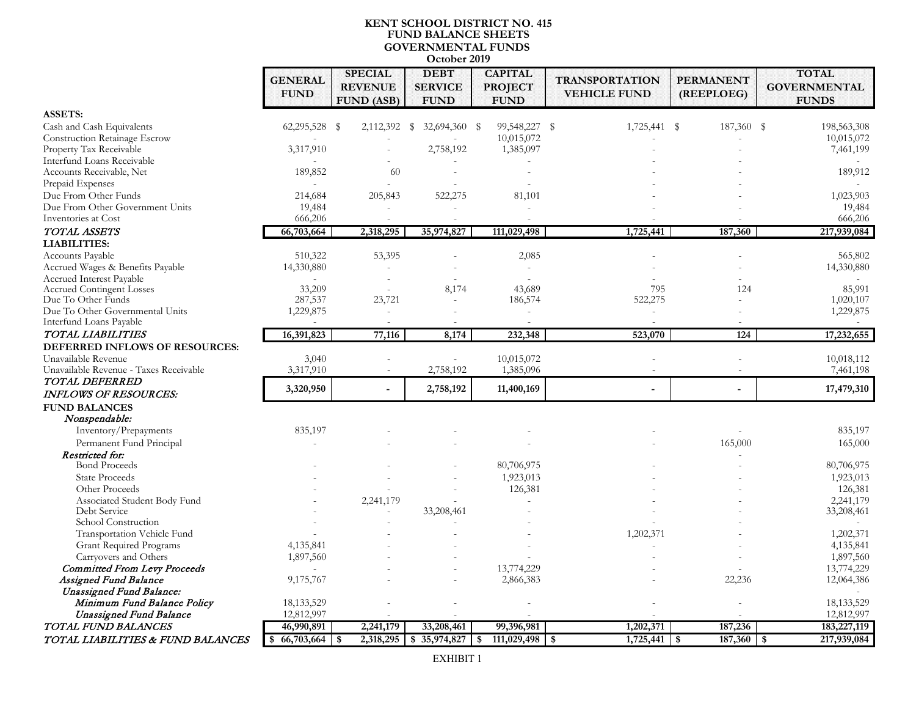# KENT SCHOOL DISTRICT NO. 415
## FUND BALANCE SHEETS
## GOVERNMENTAL FUNDS
### October 2019

| | GENERAL FUND | SPECIAL REVENUE FUND (ASB) | DEBT SERVICE FUND | CAPITAL PROJECT FUND | TRANSPORTATION VEHICLE FUND | PERMANENT (REEPLOEG) | TOTAL GOVERNMENTAL FUNDS |
|---|---|---|---|---|---|---|---|
| **ASSETS:** | | | | | | | |
| Cash and Cash Equivalents | 62,295,528 | $ 2,112,392 | $ 32,694,360 | $ 99,548,227 | $ 1,725,441 | $ 187,360 | $ 198,563,308 |
| Construction Retainage Escrow | - | - | - | 10,015,072 | - | - | 10,015,072 |
| Property Tax Receivable | 3,317,910 | - | 2,758,192 | 1,385,097 | - | - | 7,461,199 |
| Interfund Loans Receivable | - | - | - | - | - | - | - |
| Accounts Receivable, Net | 189,852 | 60 | - | - | - | - | 189,912 |
| Prepaid Expenses | - | - | - | - | - | - | - |
| Due From Other Funds | 214,684 | 205,843 | 522,275 | 81,101 | - | - | 1,023,903 |
| Due From Other Government Units | 19,484 | - | - | - | - | - | 19,484 |
| Inventories at Cost | 666,206 | - | - | - | - | - | 666,206 |
| ***TOTAL ASSETS*** | **66,703,664** | **2,318,295** | **35,974,827** | **111,029,498** | **1,725,441** | **187,360** | **217,939,084** |
| **LIABILITIES:** | | | | | | | |
| Accounts Payable | 510,322 | 53,395 | - | 2,085 | - | - | 565,802 |
| Accrued Wages & Benefits Payable | 14,330,880 | - | - | - | - | - | 14,330,880 |
| Accrued Interest Payable | - | - | - | - | - | - | - |
| Accrued Contingent Losses | 33,209 | - | 8,174 | 43,689 | 795 | 124 | 85,991 |
| Due To Other Funds | 287,537 | 23,721 | - | 186,574 | 522,275 | - | 1,020,107 |
| Due To Other Governmental Units | 1,229,875 | - | - | - | - | - | 1,229,875 |
| Interfund Loans Payable | - | - | - | - | - | - | - |
| ***TOTAL LIABILITIES*** | **16,391,823** | **77,116** | **8,174** | **232,348** | **523,070** | **124** | **17,232,655** |
| **DEFERRED INFLOWS OF RESOURCES:** | | | | | | | |
| Unavailable Revenue | 3,040 | - | - | 10,015,072 | - | - | 10,018,112 |
| Unavailable Revenue - Taxes Receivable | 3,317,910 | - | 2,758,192 | 1,385,096 | - | - | 7,461,198 |
| ***TOTAL DEFERRED INFLOWS OF RESOURCES:*** | **3,320,950** | **-** | **2,758,192** | **11,400,169** | **-** | **-** | **17,479,310** |
| **FUND BALANCES** | | | | | | | |
| ***Nonspendable:*** | | | | | | | |
| Inventory/Prepayments | 835,197 | - | - | - | - | - | 835,197 |
| Permanent Fund Principal | - | - | - | - | - | 165,000 | 165,000 |
| ***Restricted for:*** | | | | | | - | |
| Bond Proceeds | - | - | - | 80,706,975 | - | - | 80,706,975 |
| State Proceeds | - | - | - | 1,923,013 | - | - | 1,923,013 |
| Other Proceeds | - | - | - | 126,381 | - | - | 126,381 |
| Associated Student Body Fund | - | 2,241,179 | - | - | - | - | 2,241,179 |
| Debt Service | - | - | 33,208,461 | - | - | - | 33,208,461 |
| School Construction | - | - | - | - | - | - | - |
| Transportation Vehicle Fund | - | - | - | - | 1,202,371 | - | 1,202,371 |
| Grant Required Programs | 4,135,841 | - | - | - | - | - | 4,135,841 |
| Carryovers and Others | 1,897,560 | - | - | - | - | - | 1,897,560 |
| ***Committed From Levy Proceeds*** | - | - | - | 13,774,229 | - | - | 13,774,229 |
| ***Assigned Fund Balance*** | 9,175,767 | - | - | 2,866,383 | - | 22,236 | 12,064,386 |
| ***Unassigned Fund Balance:*** | | | | | | | - |
| ***Minimum Fund Balance Policy*** | 18,133,529 | - | - | - | - | - | 18,133,529 |
| ***Unassigned Fund Balance*** | 12,812,997 | - | - | - | - | - | 12,812,997 |
| ***TOTAL FUND BALANCES*** | **46,990,891** | **2,241,179** | **33,208,461** | **99,396,981** | **1,202,371** | **187,236** | **183,227,119** |
| ***TOTAL LIABILITIES & FUND BALANCES*** | **$ 66,703,664** | **$ 2,318,295** | **$ 35,974,827** | **$ 111,029,498** | **$ 1,725,441** | **$ 187,360** | **$ 217,939,084** |

EXHIBIT 1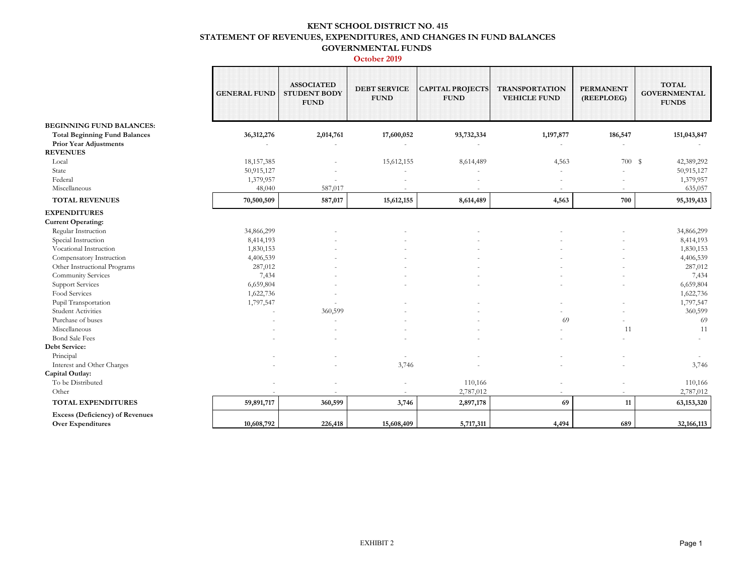# KENT SCHOOL DISTRICT NO. 415
## STATEMENT OF REVENUES, EXPENDITURES, AND CHANGES IN FUND BALANCES
## GOVERNMENTAL FUNDS
### October 2019

| | GENERAL FUND | ASSOCIATED STUDENT BODY FUND | DEBT SERVICE FUND | CAPITAL PROJECTS FUND | TRANSPORTATION VEHICLE FUND | PERMANENT (REEPLOEG) | TOTAL GOVERNMENTAL FUNDS |
|---|---|---|---|---|---|---|---|
| **BEGINNING FUND BALANCES:** | | | | | | | |
| **Total Beginning Fund Balances** | **36,312,276** | **2,014,761** | **17,600,052** | **93,732,334** | **1,197,877** | **186,547** | **151,043,847** |
| **Prior Year Adjustments** | - | - | - | - | - | - | - |
| **REVENUES** | | | | | | | |
| Local | 18,157,385 | - | 15,612,155 | 8,614,489 | 4,563 | 700 | $ 42,389,292 |
| State | 50,915,127 | - | - | - | - | - | 50,915,127 |
| Federal | 1,379,957 | - | - | - | - | - | 1,379,957 |
| Miscellaneous | 48,040 | 587,017 | - | - | - | - | 635,057 |
| **TOTAL REVENUES** | **70,500,509** | **587,017** | **15,612,155** | **8,614,489** | **4,563** | **700** | **95,319,433** |
| **EXPENDITURES** | | | | | | | |
| **Current Operating:** | | | | | | | |
| Regular Instruction | 34,866,299 | - | - | - | - | - | 34,866,299 |
| Special Instruction | 8,414,193 | - | - | - | - | - | 8,414,193 |
| Vocational Instruction | 1,830,153 | - | - | - | - | - | 1,830,153 |
| Compensatory Instruction | 4,406,539 | - | - | - | - | - | 4,406,539 |
| Other Instructional Programs | 287,012 | - | - | - | - | - | 287,012 |
| Community Services | 7,434 | - | - | - | - | - | 7,434 |
| Support Services | 6,659,804 | - | - | - | - | - | 6,659,804 |
| Food Services | 1,622,736 | - | | | | | 1,622,736 |
| Pupil Transportation | 1,797,547 | - | - | - | - | - | 1,797,547 |
| Student Activities | - | 360,599 | - | - | - | - | 360,599 |
| Purchase of buses | - | - | - | - | 69 | - | 69 |
| Miscellaneous | - | - | - | - | - | 11 | 11 |
| Bond Sale Fees | - | - | - | - | - | - | - |
| **Debt Service:** | | | | | | | |
| Principal | - | - | - | - | - | - | - |
| Interest and Other Charges | - | - | 3,746 | - | - | - | 3,746 |
| **Capital Outlay:** | | | | | | | |
| To be Distributed | - | - | - | 110,166 | - | - | 110,166 |
| Other | - | - | - | 2,787,012 | - | - | 2,787,012 |
| **TOTAL EXPENDITURES** | **59,891,717** | **360,599** | **3,746** | **2,897,178** | **69** | **11** | **63,153,320** |
| **Excess (Deficiency) of Revenues Over Expenditures** | **10,608,792** | **226,418** | **15,608,409** | **5,717,311** | **4,494** | **689** | **32,166,113** |

EXHIBIT 2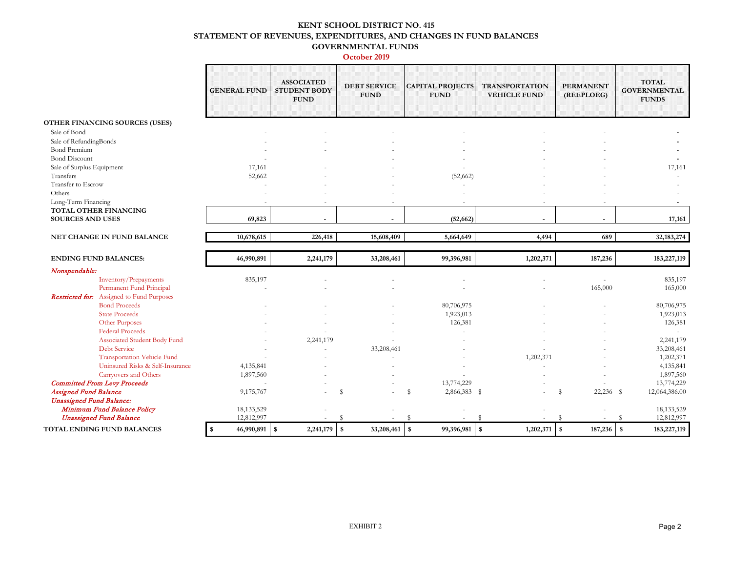# KENT SCHOOL DISTRICT NO. 415
## STATEMENT OF REVENUES, EXPENDITURES, AND CHANGES IN FUND BALANCES
### GOVERNMENTAL FUNDS
### October 2019

| | GENERAL FUND | ASSOCIATED STUDENT BODY FUND | DEBT SERVICE FUND | CAPITAL PROJECTS FUND | TRANSPORTATION VEHICLE FUND | PERMANENT (REEPLOEG) | TOTAL GOVERNMENTAL FUNDS |
|---|---|---|---|---|---|---|---|
| **OTHER FINANCING SOURCES (USES)** | | | | | | | |
| Sale of Bond | - | - | - | - | - | - | **-** |
| Sale of RefundingBonds | - | - | - | - | - | - | **-** |
| Bond Premium | - | - | - | - | - | - | **-** |
| Bond Discount | - | | - | - | - | - | **-** |
| Sale of Surplus Equipment | 17,161 | - | - | - | - | - | 17,161 |
| Transfers | 52,662 | - | - | (52,662) | - | - | - |
| Transfer to Escrow | - | - | - | - | - | - | - |
| Others | - | - | - | - | - | - | - |
| Long-Term Financing | - | - | - | - | - | - | **-** |
| **TOTAL OTHER FINANCING SOURCES AND USES** | **69,823** | **-** | **-** | **(52,662)** | **-** | **-** | **17,161** |
| **NET CHANGE IN FUND BALANCE** | **10,678,615** | **226,418** | **15,608,409** | **5,664,649** | **4,494** | **689** | **32,183,274** |
| **ENDING FUND BALANCES:** | **46,990,891** | **2,241,179** | **33,208,461** | **99,396,981** | **1,202,371** | **187,236** | **183,227,119** |
| ***Nonspendable:*** | | | | | | | |
| Inventory/Prepayments | 835,197 | - | - | - | - | - | 835,197 |
| Permanent Fund Principal | - | - | - | - | - | 165,000 | 165,000 |
| ***Restricted for:*** Assigned to Fund Purposes | | | | | | | |
| Bond Proceeds | - | - | - | 80,706,975 | - | - | 80,706,975 |
| State Proceeds | - | - | - | 1,923,013 | - | - | 1,923,013 |
| Other Purposes | - | - | - | 126,381 | - | - | 126,381 |
| Federal Proceeds | - | - | - | - | - | - | - |
| Associated Student Body Fund | - | 2,241,179 | - | - | - | - | 2,241,179 |
| Debt Service | - | - | 33,208,461 | - | - | - | 33,208,461 |
| Transportation Vehicle Fund | - | - | - | - | 1,202,371 | - | 1,202,371 |
| Uninsured Risks & Self-Insurance | 4,135,841 | - | - | - | - | - | 4,135,841 |
| Carryovers and Others | 1,897,560 | - | - | - | - | - | 1,897,560 |
| ***Committed From Levy Proceeds*** | - | - | - | 13,774,229 | - | - | 13,774,229 |
| ***Assigned Fund Balance*** | 9,175,767 | - | $ - | $ 2,866,383 | $ - | $ 22,236 | $ 12,064,386.00 |
| ***Unassigned Fund Balance:*** | | | | | | | |
| ***Minimum Fund Balance Policy*** | 18,133,529 | - | - | - | - | - | 18,133,529 |
| ***Unassigned Fund Balance*** | 12,812,997 | - | $ - | $ - | $ - | $ - | $ 12,812,997 |
| **TOTAL ENDING FUND BALANCES** | **$ 46,990,891** | **$ 2,241,179** | **$ 33,208,461** | **$ 99,396,981** | **$ 1,202,371** | **$ 187,236** | **$ 183,227,119** |

EXHIBIT 2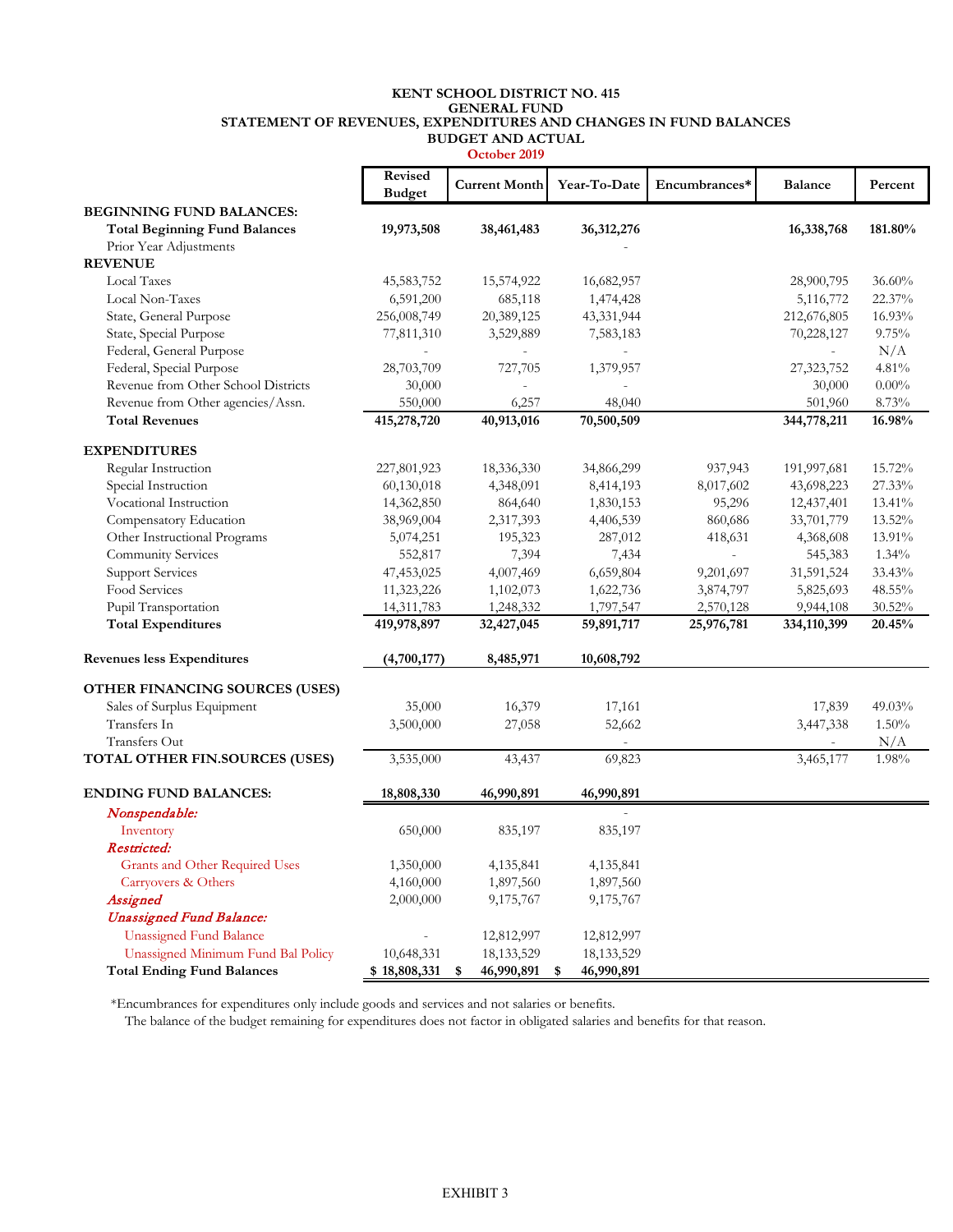**KENT SCHOOL DISTRICT NO. 415**
**GENERAL FUND**
**STATEMENT OF REVENUES, EXPENDITURES AND CHANGES IN FUND BALANCES**
**BUDGET AND ACTUAL**
**October 2019**

| | Revised Budget | Current Month | Year-To-Date | Encumbrances* | Balance | Percent |
|---|---|---|---|---|---|---|
| **BEGINNING FUND BALANCES:** | | | | | | |
| **Total Beginning Fund Balances** | **19,973,508** | **38,461,483** | **36,312,276** | | **16,338,768** | **181.80%** |
| Prior Year Adjustments | | | - | | | |
| **REVENUE** | | | | | | |
| Local Taxes | 45,583,752 | 15,574,922 | 16,682,957 | | 28,900,795 | 36.60% |
| Local Non-Taxes | 6,591,200 | 685,118 | 1,474,428 | | 5,116,772 | 22.37% |
| State, General Purpose | 256,008,749 | 20,389,125 | 43,331,944 | | 212,676,805 | 16.93% |
| State, Special Purpose | 77,811,310 | 3,529,889 | 7,583,183 | | 70,228,127 | 9.75% |
| Federal, General Purpose | - | - | - | | - | N/A |
| Federal, Special Purpose | 28,703,709 | 727,705 | 1,379,957 | | 27,323,752 | 4.81% |
| Revenue from Other School Districts | 30,000 | - | - | | 30,000 | 0.00% |
| Revenue from Other agencies/Assn. | 550,000 | 6,257 | 48,040 | | 501,960 | 8.73% |
| **Total Revenues** | **415,278,720** | **40,913,016** | **70,500,509** | | **344,778,211** | **16.98%** |
| **EXPENDITURES** | | | | | | |
| Regular Instruction | 227,801,923 | 18,336,330 | 34,866,299 | 937,943 | 191,997,681 | 15.72% |
| Special Instruction | 60,130,018 | 4,348,091 | 8,414,193 | 8,017,602 | 43,698,223 | 27.33% |
| Vocational Instruction | 14,362,850 | 864,640 | 1,830,153 | 95,296 | 12,437,401 | 13.41% |
| Compensatory Education | 38,969,004 | 2,317,393 | 4,406,539 | 860,686 | 33,701,779 | 13.52% |
| Other Instructional Programs | 5,074,251 | 195,323 | 287,012 | 418,631 | 4,368,608 | 13.91% |
| Community Services | 552,817 | 7,394 | 7,434 | - | 545,383 | 1.34% |
| Support Services | 47,453,025 | 4,007,469 | 6,659,804 | 9,201,697 | 31,591,524 | 33.43% |
| Food Services | 11,323,226 | 1,102,073 | 1,622,736 | 3,874,797 | 5,825,693 | 48.55% |
| Pupil Transportation | 14,311,783 | 1,248,332 | 1,797,547 | 2,570,128 | 9,944,108 | 30.52% |
| **Total Expenditures** | **419,978,897** | **32,427,045** | **59,891,717** | **25,976,781** | **334,110,399** | **20.45%** |
| **Revenues less Expenditures** | **(4,700,177)** | **8,485,971** | **10,608,792** | | | |
| **OTHER FINANCING SOURCES (USES)** | | | | | | |
| Sales of Surplus Equipment | 35,000 | 16,379 | 17,161 | | 17,839 | 49.03% |
| Transfers In | 3,500,000 | 27,058 | 52,662 | | 3,447,338 | 1.50% |
| Transfers Out | | | - | | - | N/A |
| **TOTAL OTHER FIN.SOURCES (USES)** | 3,535,000 | 43,437 | 69,823 | | 3,465,177 | 1.98% |
| **ENDING FUND BALANCES:** | **18,808,330** | **46,990,891** | **46,990,891** | | | |
| ***Nonspendable:*** | | | - | | | |
| Inventory | 650,000 | 835,197 | 835,197 | | | |
| ***Restricted:*** | | | | | | |
| Grants and Other Required Uses | 1,350,000 | 4,135,841 | 4,135,841 | | | |
| Carryovers & Others | 4,160,000 | 1,897,560 | 1,897,560 | | | |
| ***Assigned*** | 2,000,000 | 9,175,767 | 9,175,767 | | | |
| ***Unassigned Fund Balance:*** | | | | | | |
| Unassigned Fund Balance | - | 12,812,997 | 12,812,997 | | | |
| Unassigned Minimum Fund Bal Policy | 10,648,331 | 18,133,529 | 18,133,529 | | | |
| **Total Ending Fund Balances** | **$ 18,808,331** | **$ 46,990,891** | **$ 46,990,891** | | | |

*Encumbrances for expenditures only include goods and services and not salaries or benefits.
The balance of the budget remaining for expenditures does not factor in obligated salaries and benefits for that reason.

EXHIBIT 3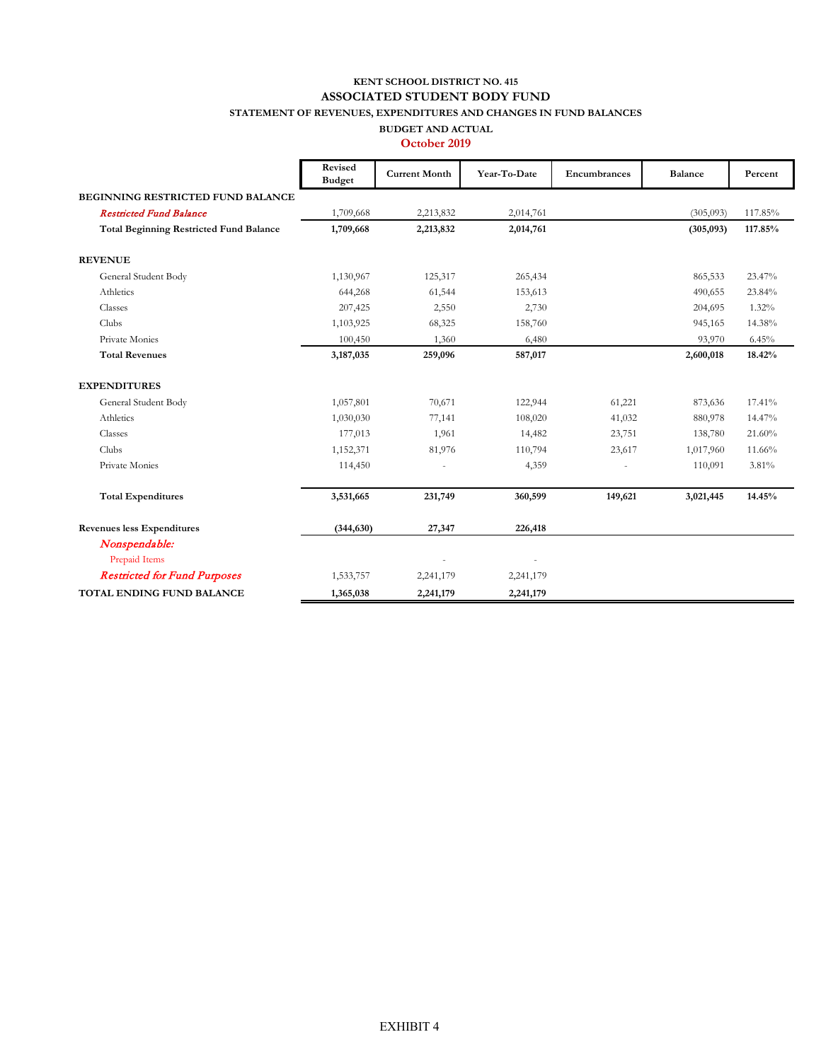**KENT SCHOOL DISTRICT NO. 415**

**ASSOCIATED STUDENT BODY FUND**

**STATEMENT OF REVENUES, EXPENDITURES AND CHANGES IN FUND BALANCES**

**BUDGET AND ACTUAL**

**October 2019**

| | Revised Budget | Current Month | Year-To-Date | Encumbrances | Balance | Percent |
|---|---|---|---|---|---|---|
| **BEGINNING RESTRICTED FUND BALANCE** | | | | | | |
| *Restricted Fund Balance* | 1,709,668 | 2,213,832 | 2,014,761 | | (305,093) | 117.85% |
| **Total Beginning Restricted Fund Balance** | **1,709,668** | **2,213,832** | **2,014,761** | | **(305,093)** | **117.85%** |
| **REVENUE** | | | | | | |
| General Student Body | 1,130,967 | 125,317 | 265,434 | | 865,533 | 23.47% |
| Athletics | 644,268 | 61,544 | 153,613 | | 490,655 | 23.84% |
| Classes | 207,425 | 2,550 | 2,730 | | 204,695 | 1.32% |
| Clubs | 1,103,925 | 68,325 | 158,760 | | 945,165 | 14.38% |
| Private Monies | 100,450 | 1,360 | 6,480 | | 93,970 | 6.45% |
| **Total Revenues** | **3,187,035** | **259,096** | **587,017** | | **2,600,018** | **18.42%** |
| **EXPENDITURES** | | | | | | |
| General Student Body | 1,057,801 | 70,671 | 122,944 | 61,221 | 873,636 | 17.41% |
| Athletics | 1,030,030 | 77,141 | 108,020 | 41,032 | 880,978 | 14.47% |
| Classes | 177,013 | 1,961 | 14,482 | 23,751 | 138,780 | 21.60% |
| Clubs | 1,152,371 | 81,976 | 110,794 | 23,617 | 1,017,960 | 11.66% |
| Private Monies | 114,450 | - | 4,359 | - | 110,091 | 3.81% |
| **Total Expenditures** | **3,531,665** | **231,749** | **360,599** | **149,621** | **3,021,445** | **14.45%** |
| **Revenues less Expenditures** | **(344,630)** | **27,347** | **226,418** | | | |
| *Nonspendable:* | | | | | | |
| Prepaid Items | | - | - | | | |
| *Restricted for Fund Purposes* | 1,533,757 | 2,241,179 | 2,241,179 | | | |
| **TOTAL ENDING FUND BALANCE** | **1,365,038** | **2,241,179** | **2,241,179** | | | |

EXHIBIT 4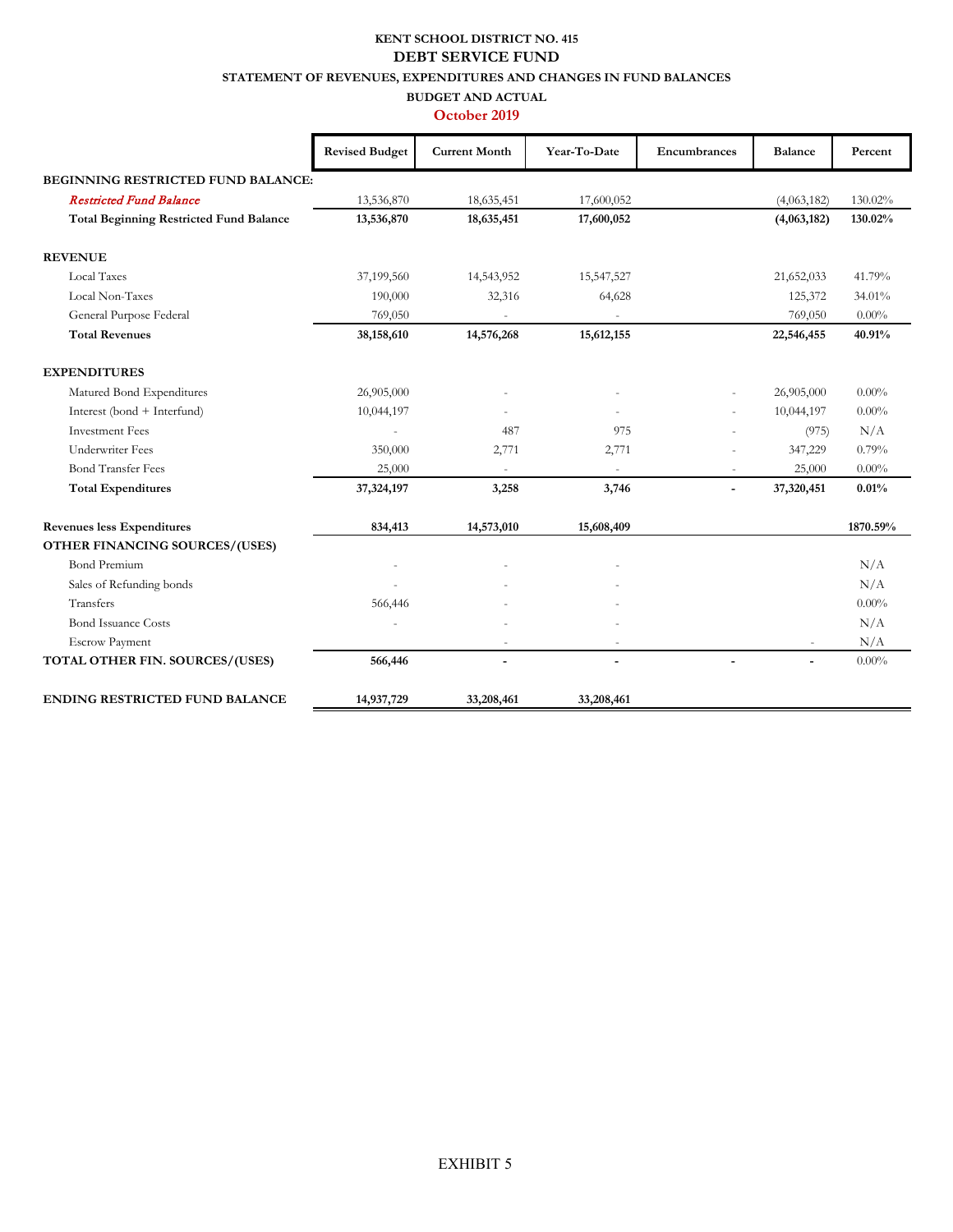**KENT SCHOOL DISTRICT NO. 415**

**DEBT SERVICE FUND**

**STATEMENT OF REVENUES, EXPENDITURES AND CHANGES IN FUND BALANCES**

**BUDGET AND ACTUAL**

**October 2019**

| | Revised Budget | Current Month | Year-To-Date | Encumbrances | Balance | Percent |
|---|---|---|---|---|---|---|
| **BEGINNING RESTRICTED FUND BALANCE:** | | | | | | |
| *Restricted Fund Balance* | 13,536,870 | 18,635,451 | 17,600,052 | | (4,063,182) | 130.02% |
| **Total Beginning Restricted Fund Balance** | **13,536,870** | **18,635,451** | **17,600,052** | | **(4,063,182)** | **130.02%** |
| | | | | | | |
| **REVENUE** | | | | | | |
| Local Taxes | 37,199,560 | 14,543,952 | 15,547,527 | | 21,652,033 | 41.79% |
| Local Non-Taxes | 190,000 | 32,316 | 64,628 | | 125,372 | 34.01% |
| General Purpose Federal | 769,050 | - | - | | 769,050 | 0.00% |
| **Total Revenues** | **38,158,610** | **14,576,268** | **15,612,155** | | **22,546,455** | **40.91%** |
| | | | | | | |
| **EXPENDITURES** | | | | | | |
| Matured Bond Expenditures | 26,905,000 | - | - | - | 26,905,000 | 0.00% |
| Interest (bond + Interfund) | 10,044,197 | - | - | - | 10,044,197 | 0.00% |
| Investment Fees | - | 487 | 975 | - | (975) | N/A |
| Underwriter Fees | 350,000 | 2,771 | 2,771 | - | 347,229 | 0.79% |
| Bond Transfer Fees | 25,000 | - | - | - | 25,000 | 0.00% |
| **Total Expenditures** | **37,324,197** | **3,258** | **3,746** | **-** | **37,320,451** | **0.01%** |
| | | | | | | |
| **Revenues less Expenditures** | **834,413** | **14,573,010** | **15,608,409** | | | **1870.59%** |
| **OTHER FINANCING SOURCES/(USES)** | | | | | | |
| Bond Premium | - | - | - | | | N/A |
| Sales of Refunding bonds | - | - | - | | | N/A |
| Transfers | 566,446 | - | - | | | 0.00% |
| Bond Issuance Costs | - | - | - | | | N/A |
| Escrow Payment | | - | - | | - | N/A |
| **TOTAL OTHER FIN. SOURCES/(USES)** | **566,446** | **-** | **-** | **-** | **-** | 0.00% |
| | | | | | | |
| **ENDING RESTRICTED FUND BALANCE** | **14,937,729** | **33,208,461** | **33,208,461** | | | |

EXHIBIT 5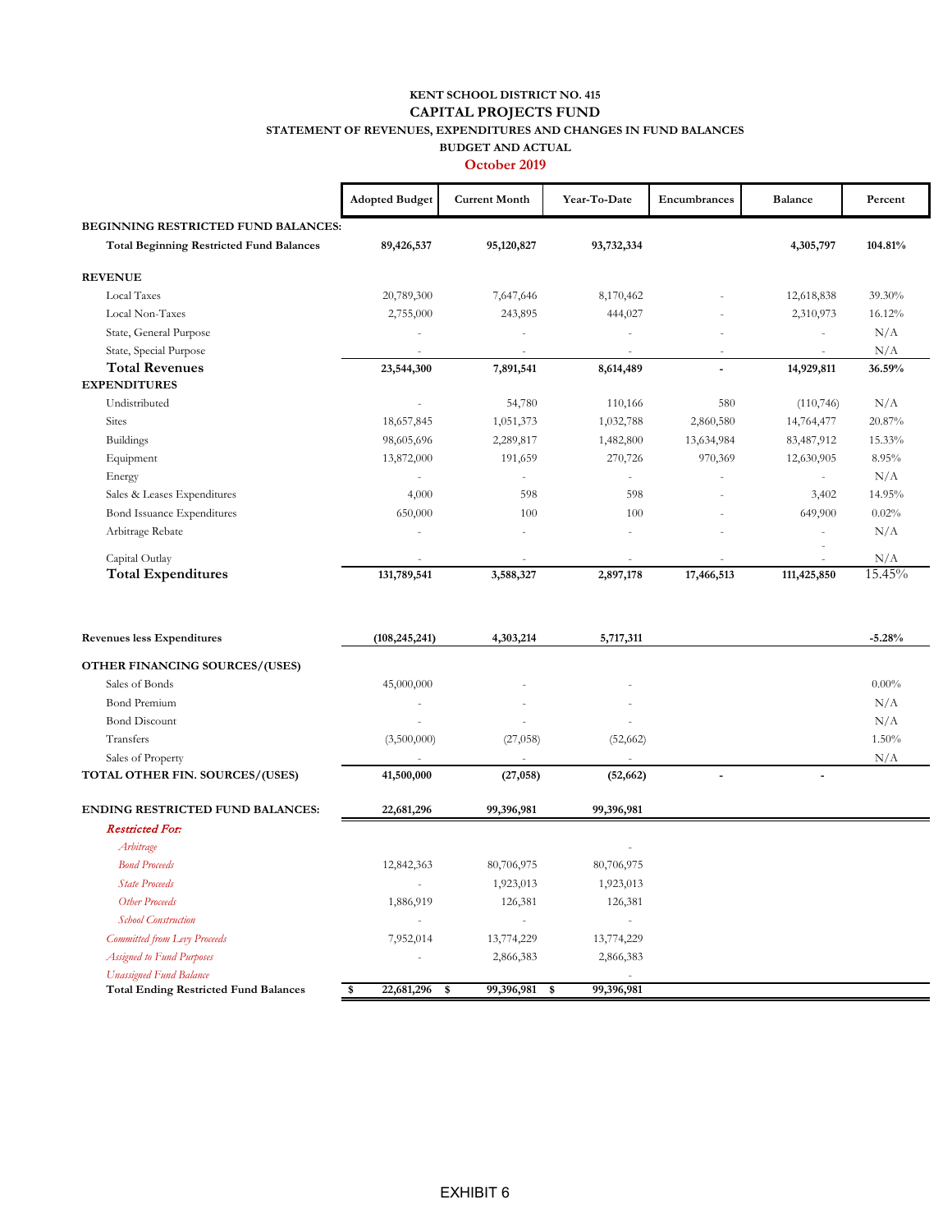# KENT SCHOOL DISTRICT NO. 415
## CAPITAL PROJECTS FUND
### STATEMENT OF REVENUES, EXPENDITURES AND CHANGES IN FUND BALANCES
### BUDGET AND ACTUAL
### October 2019

| | Adopted Budget | Current Month | Year-To-Date | Encumbrances | Balance | Percent |
|---|---|---|---|---|---|---|
| **BEGINNING RESTRICTED FUND BALANCES:** | | | | | | |
| **Total Beginning Restricted Fund Balances** | **89,426,537** | **95,120,827** | **93,732,334** | | **4,305,797** | **104.81%** |
| **REVENUE** | | | | | | |
| Local Taxes | 20,789,300 | 7,647,646 | 8,170,462 | - | 12,618,838 | 39.30% |
| Local Non-Taxes | 2,755,000 | 243,895 | 444,027 | - | 2,310,973 | 16.12% |
| State, General Purpose | - | - | - | - | - | N/A |
| State, Special Purpose | - | - | - | - | - | N/A |
| **Total Revenues** | **23,544,300** | **7,891,541** | **8,614,489** | **-** | **14,929,811** | **36.59%** |
| **EXPENDITURES** | | | | | | |
| Undistributed | - | 54,780 | 110,166 | 580 | (110,746) | N/A |
| Sites | 18,657,845 | 1,051,373 | 1,032,788 | 2,860,580 | 14,764,477 | 20.87% |
| Buildings | 98,605,696 | 2,289,817 | 1,482,800 | 13,634,984 | 83,487,912 | 15.33% |
| Equipment | 13,872,000 | 191,659 | 270,726 | 970,369 | 12,630,905 | 8.95% |
| Energy | - | - | - | - | - | N/A |
| Sales & Leases Expenditures | 4,000 | 598 | 598 | - | 3,402 | 14.95% |
| Bond Issuance Expenditures | 650,000 | 100 | 100 | - | 649,900 | 0.02% |
| Arbitrage Rebate | - | - | - | - | - | N/A |
| Capital Outlay | - | - | - | - | - | N/A |
| **Total Expenditures** | **131,789,541** | **3,588,327** | **2,897,178** | **17,466,513** | **111,425,850** | 15.45% |
| **Revenues less Expenditures** | **(108,245,241)** | **4,303,214** | **5,717,311** | | | **-5.28%** |
| **OTHER FINANCING SOURCES/(USES)** | | | | | | |
| Sales of Bonds | 45,000,000 | - | - | | | 0.00% |
| Bond Premium | - | - | - | | | N/A |
| Bond Discount | - | - | - | | | N/A |
| Transfers | (3,500,000) | (27,058) | (52,662) | | | 1.50% |
| Sales of Property | - | - | - | | | N/A |
| **TOTAL OTHER FIN. SOURCES/(USES)** | **41,500,000** | **(27,058)** | **(52,662)** | **-** | **-** | |
| **ENDING RESTRICTED FUND BALANCES:** | **22,681,296** | **99,396,981** | **99,396,981** | | | |
| ***Restricted For:*** | | | | | | |
| *Arbitrage* | | | - | | | |
| *Bond Proceeds* | 12,842,363 | 80,706,975 | 80,706,975 | | | |
| *State Proceeds* | - | 1,923,013 | 1,923,013 | | | |
| *Other Proceeds* | 1,886,919 | 126,381 | 126,381 | | | |
| *School Construction* | - | - | - | | | |
| *Committed from Levy Proceeds* | 7,952,014 | 13,774,229 | 13,774,229 | | | |
| *Assigned to Fund Purposes* | - | 2,866,383 | 2,866,383 | | | |
| *Unassigned Fund Balance* | | | - | | | |
| **Total Ending Restricted Fund Balances** | **$ 22,681,296** | **$ 99,396,981** | **$ 99,396,981** | | | |

EXHIBIT 6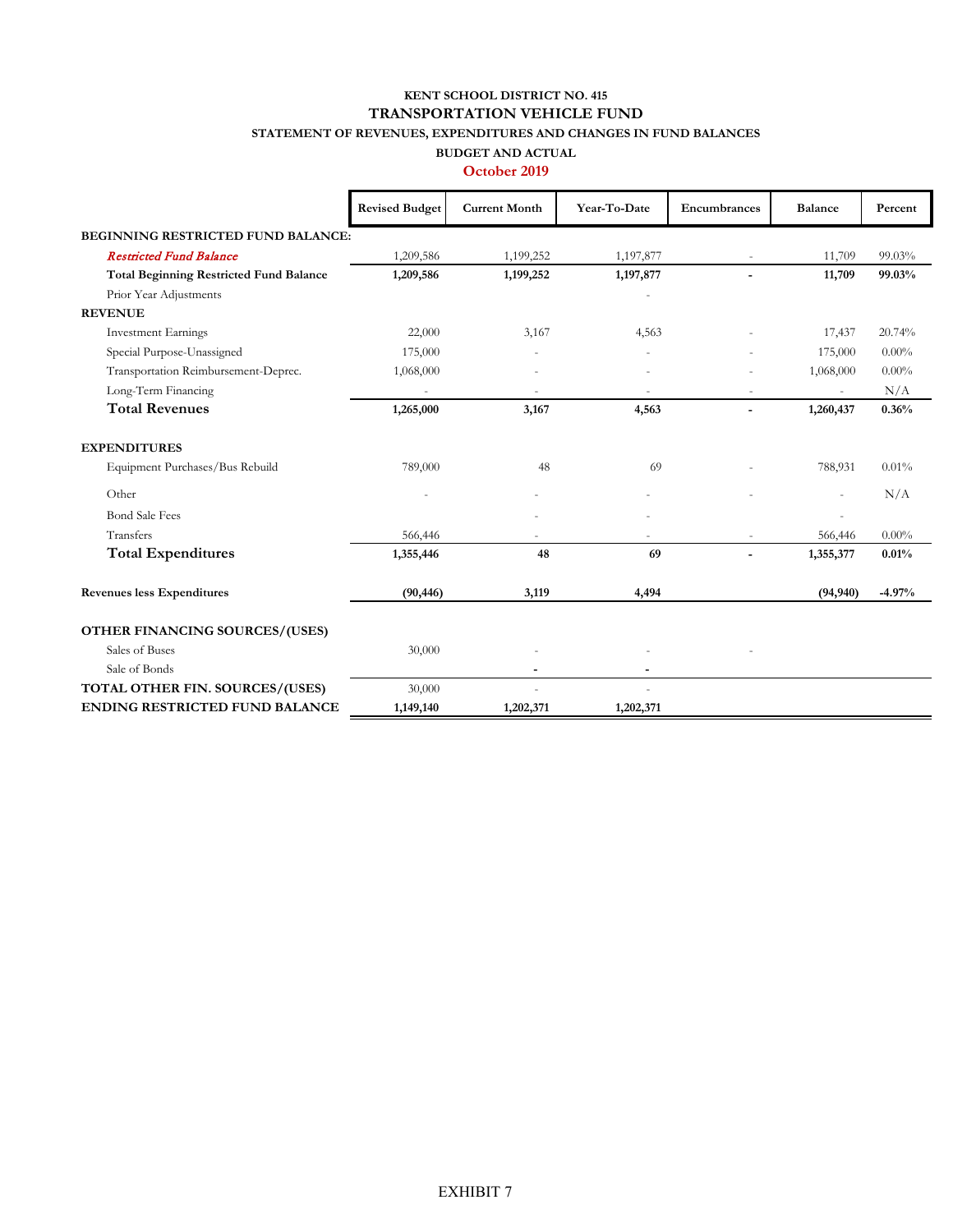**KENT SCHOOL DISTRICT NO. 415**

**TRANSPORTATION VEHICLE FUND**

**STATEMENT OF REVENUES, EXPENDITURES AND CHANGES IN FUND BALANCES**

**BUDGET AND ACTUAL**

**October 2019**

| | Revised Budget | Current Month | Year-To-Date | Encumbrances | Balance | Percent |
|---|---|---|---|---|---|---|
| **BEGINNING RESTRICTED FUND BALANCE:** | | | | | | |
| *Restricted Fund Balance* | 1,209,586 | 1,199,252 | 1,197,877 | - | 11,709 | 99.03% |
| **Total Beginning Restricted Fund Balance** | **1,209,586** | **1,199,252** | **1,197,877** | **-** | **11,709** | **99.03%** |
| Prior Year Adjustments | | | - | | | |
| **REVENUE** | | | | | | |
| Investment Earnings | 22,000 | 3,167 | 4,563 | - | 17,437 | 20.74% |
| Special Purpose-Unassigned | 175,000 | - | - | - | 175,000 | 0.00% |
| Transportation Reimbursement-Deprec. | 1,068,000 | - | - | - | 1,068,000 | 0.00% |
| Long-Term Financing | - | - | - | - | - | N/A |
| **Total Revenues** | **1,265,000** | **3,167** | **4,563** | **-** | **1,260,437** | **0.36%** |
| **EXPENDITURES** | | | | | | |
| Equipment Purchases/Bus Rebuild | 789,000 | 48 | 69 | - | 788,931 | 0.01% |
| Other | - | - | - | - | - | N/A |
| Bond Sale Fees | | - | - | | - | |
| Transfers | 566,446 | - | - | - | 566,446 | 0.00% |
| **Total Expenditures** | **1,355,446** | **48** | **69** | **-** | **1,355,377** | **0.01%** |
| **Revenues less Expenditures** | **(90,446)** | **3,119** | **4,494** | | **(94,940)** | **-4.97%** |
| **OTHER FINANCING SOURCES/(USES)** | | | | | | |
| Sales of Buses | 30,000 | - | - | - | | |
| Sale of Bonds | | - | - | | | |
| **TOTAL OTHER FIN. SOURCES/(USES)** | 30,000 | - | - | | | |
| **ENDING RESTRICTED FUND BALANCE** | **1,149,140** | **1,202,371** | **1,202,371** | | | |

EXHIBIT 7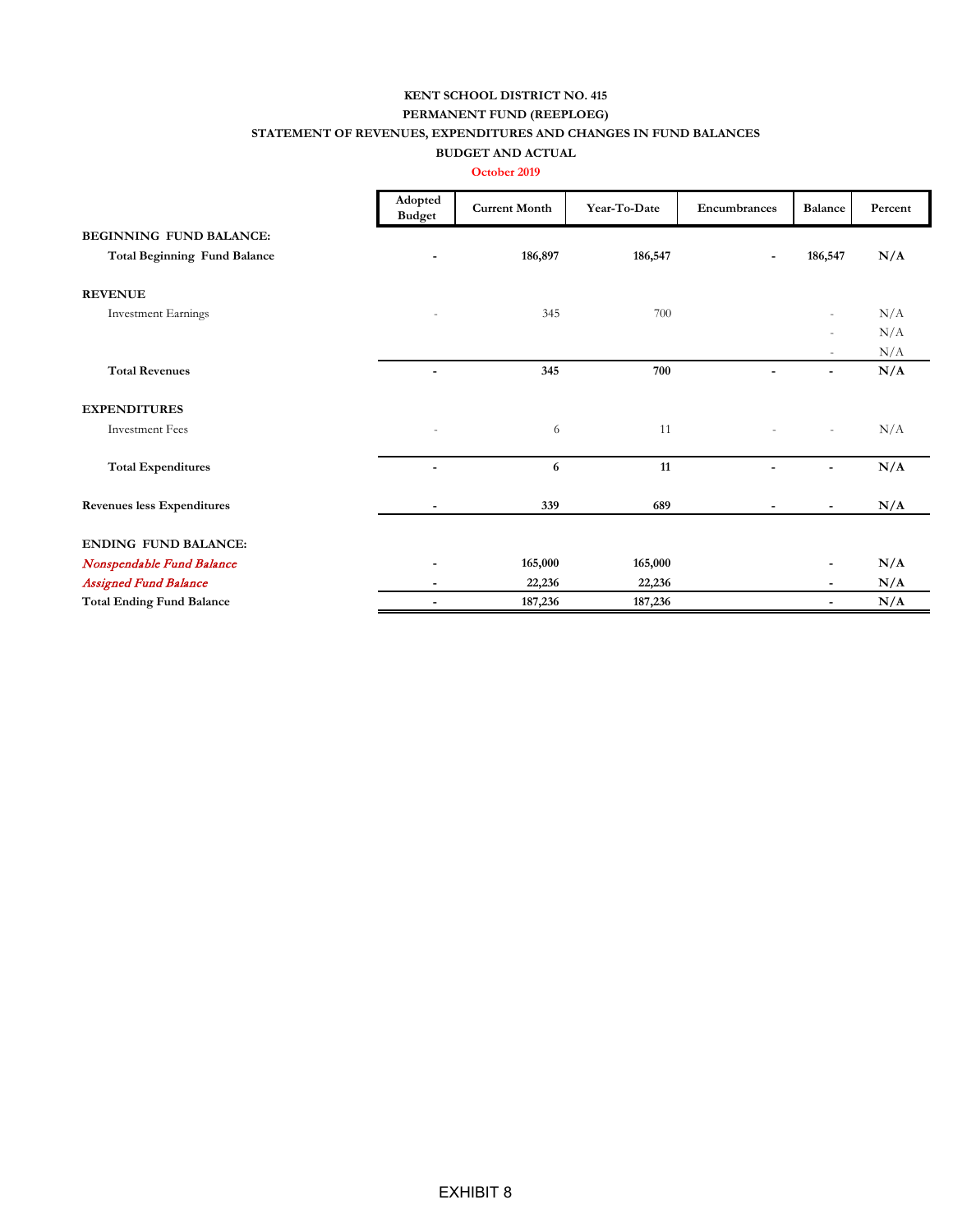**KENT SCHOOL DISTRICT NO. 415**

**PERMANENT FUND (REEPLOEG)**

**STATEMENT OF REVENUES, EXPENDITURES AND CHANGES IN FUND BALANCES**

**BUDGET AND ACTUAL**

**October 2019**

| | Adopted Budget | Current Month | Year-To-Date | Encumbrances | Balance | Percent |
|---|---|---|---|---|---|---|
| **BEGINNING FUND BALANCE:** | | | | | | |
| **Total Beginning Fund Balance** | **-** | **186,897** | **186,547** | **-** | **186,547** | **N/A** |
| **REVENUE** | | | | | | |
| Investment Earnings | - | 345 | 700 | | - | N/A |
| | | | | | - | N/A |
| | | | | | - | N/A |
| **Total Revenues** | **-** | **345** | **700** | **-** | **-** | **N/A** |
| **EXPENDITURES** | | | | | | |
| Investment Fees | - | 6 | 11 | - | - | N/A |
| **Total Expenditures** | **-** | **6** | **11** | **-** | **-** | **N/A** |
| **Revenues less Expenditures** | **-** | **339** | **689** | **-** | **-** | **N/A** |
| **ENDING FUND BALANCE:** | | | | | | |
| *Nonspendable Fund Balance* | **-** | **165,000** | **165,000** | | **-** | **N/A** |
| *Assigned Fund Balance* | **-** | **22,236** | **22,236** | | **-** | **N/A** |
| **Total Ending Fund Balance** | **-** | **187,236** | **187,236** | | **-** | **N/A** |

EXHIBIT 8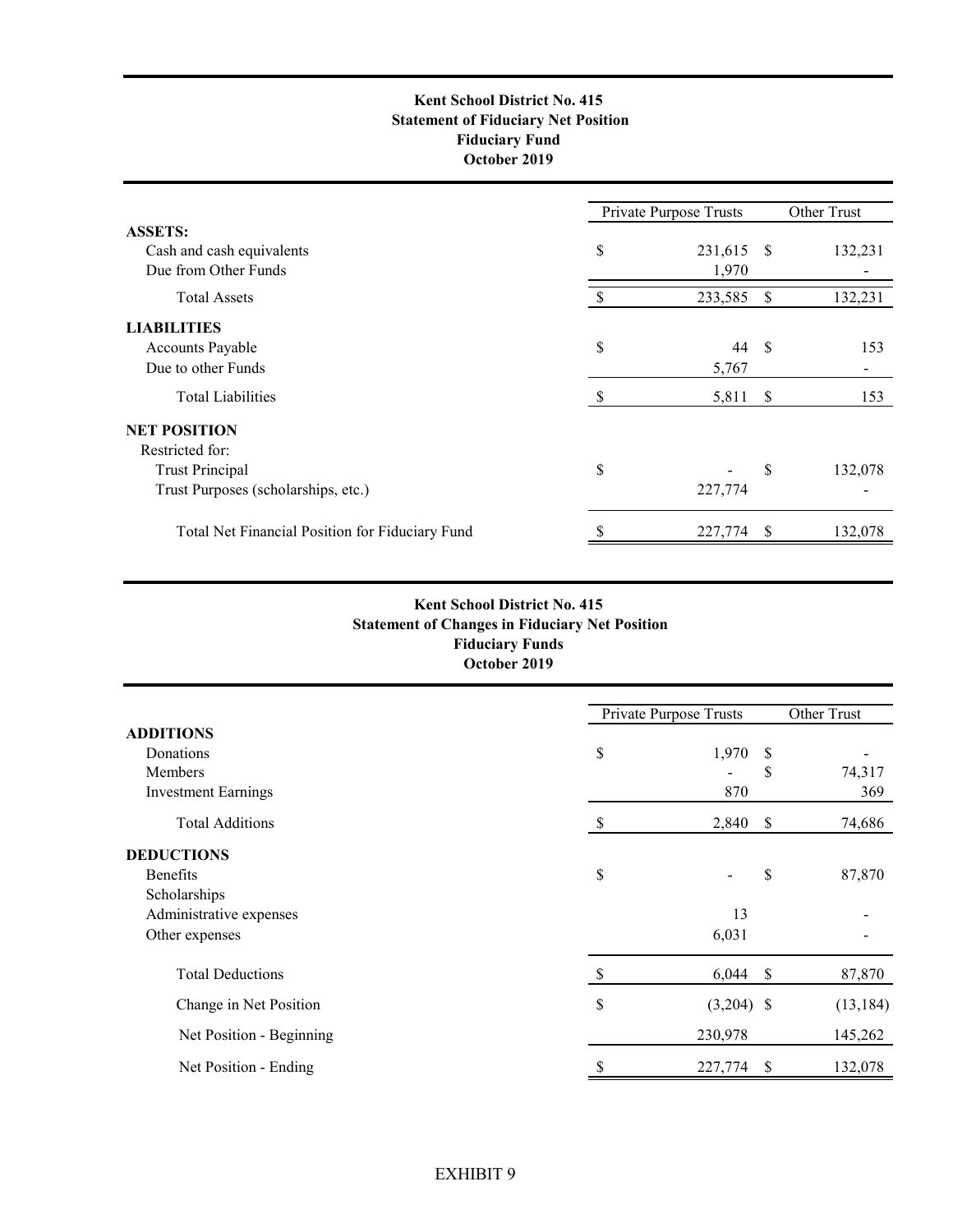# Kent School District No. 415
## Statement of Fiduciary Net Position
### Fiduciary Fund
### October 2019

| | Private Purpose Trusts | Other Trust |
|---|---|---|
| **ASSETS:** | | |
| Cash and cash equivalents | $ 231,615 | $ 132,231 |
| Due from Other Funds | 1,970 | - |
| Total Assets | $ 233,585 | $ 132,231 |
| **LIABILITIES** | | |
| Accounts Payable | $ 44 | $ 153 |
| Due to other Funds | 5,767 | - |
| Total Liabilities | $ 5,811 | $ 153 |
| **NET POSITION** | | |
| Restricted for: | | |
| Trust Principal | $ - | $ 132,078 |
| Trust Purposes (scholarships, etc.) | 227,774 | - |
| Total Net Financial Position for Fiduciary Fund | $ 227,774 | $ 132,078 |

# Kent School District No. 415
## Statement of Changes in Fiduciary Net Position
### Fiduciary Funds
### October 2019

| | Private Purpose Trusts | Other Trust |
|---|---|---|
| **ADDITIONS** | | |
| Donations | $ 1,970 | $ - |
| Members | - | $ 74,317 |
| Investment Earnings | 870 | 369 |
| Total Additions | $ 2,840 | $ 74,686 |
| **DEDUCTIONS** | | |
| Benefits | $ - | $ 87,870 |
| Scholarships | | |
| Administrative expenses | 13 | - |
| Other expenses | 6,031 | - |
| Total Deductions | $ 6,044 | $ 87,870 |
| Change in Net Position | $ (3,204) | $ (13,184) |
| Net Position - Beginning | 230,978 | 145,262 |
| Net Position - Ending | $ 227,774 | $ 132,078 |

EXHIBIT 9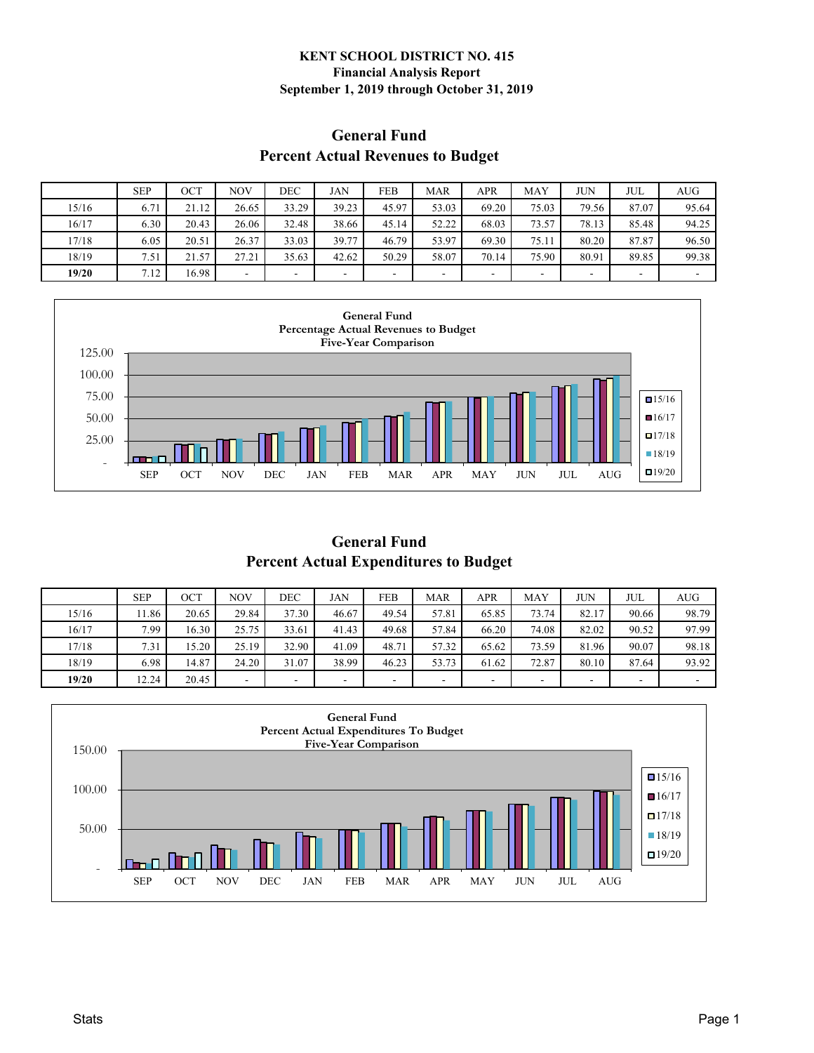**KENT SCHOOL DISTRICT NO. 415**
**Financial Analysis Report**
**September 1, 2019 through October 31, 2019**

## General Fund
## Percent Actual Revenues to Budget

| | SEP | OCT | NOV | DEC | JAN | FEB | MAR | APR | MAY | JUN | JUL | AUG |
|---|---|---|---|---|---|---|---|---|---|---|---|---|
| 15/16 | 6.71 | 21.12 | 26.65 | 33.29 | 39.23 | 45.97 | 53.03 | 69.20 | 75.03 | 79.56 | 87.07 | 95.64 |
| 16/17 | 6.30 | 20.43 | 26.06 | 32.48 | 38.66 | 45.14 | 52.22 | 68.03 | 73.57 | 78.13 | 85.48 | 94.25 |
| 17/18 | 6.05 | 20.51 | 26.37 | 33.03 | 39.77 | 46.79 | 53.97 | 69.30 | 75.11 | 80.20 | 87.87 | 96.50 |
| 18/19 | 7.51 | 21.57 | 27.21 | 35.63 | 42.62 | 50.29 | 58.07 | 70.14 | 75.90 | 80.91 | 89.85 | 99.38 |
| **19/20** | 7.12 | 16.98 | - | - | - | - | - | - | - | - | - | - |

General Fund
Percentage Actual Revenues to Budget
Five-Year Comparison

## General Fund
## Percent Actual Expenditures to Budget

| | SEP | OCT | NOV | DEC | JAN | FEB | MAR | APR | MAY | JUN | JUL | AUG |
|---|---|---|---|---|---|---|---|---|---|---|---|---|
| 15/16 | 11.86 | 20.65 | 29.84 | 37.30 | 46.67 | 49.54 | 57.81 | 65.85 | 73.74 | 82.17 | 90.66 | 98.79 |
| 16/17 | 7.99 | 16.30 | 25.75 | 33.61 | 41.43 | 49.68 | 57.84 | 66.20 | 74.08 | 82.02 | 90.52 | 97.99 |
| 17/18 | 7.31 | 15.20 | 25.19 | 32.90 | 41.09 | 48.71 | 57.32 | 65.62 | 73.59 | 81.96 | 90.07 | 98.18 |
| 18/19 | 6.98 | 14.87 | 24.20 | 31.07 | 38.99 | 46.23 | 53.73 | 61.62 | 72.87 | 80.10 | 87.64 | 93.92 |
| **19/20** | 12.24 | 20.45 | - | - | - | - | - | - | - | - | - | - |

General Fund
Percent Actual Expenditures To Budget
Five-Year Comparison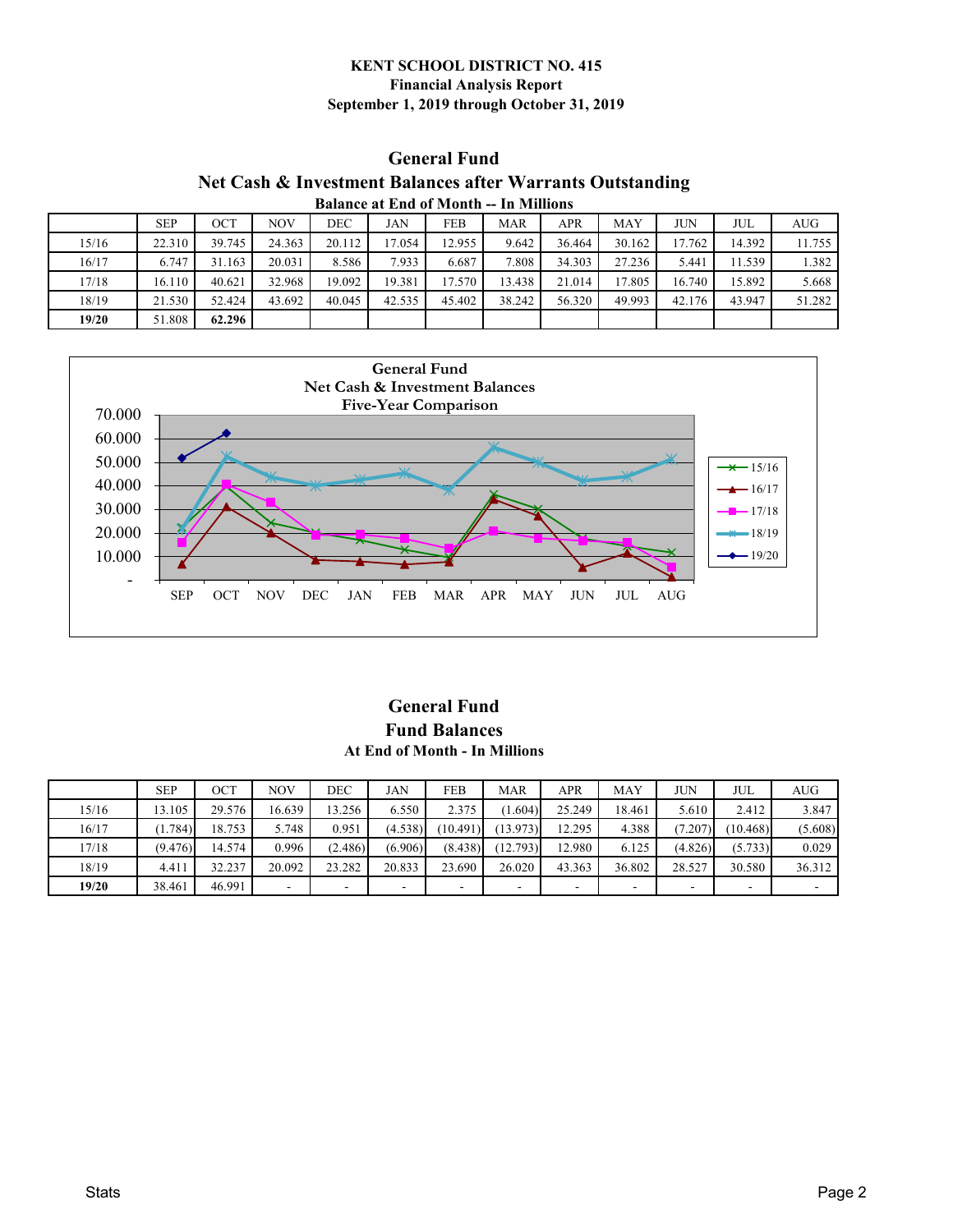**KENT SCHOOL DISTRICT NO. 415**
**Financial Analysis Report**
**September 1, 2019 through October 31, 2019**

## General Fund
## Net Cash & Investment Balances after Warrants Outstanding
### Balance at End of Month -- In Millions

| | SEP | OCT | NOV | DEC | JAN | FEB | MAR | APR | MAY | JUN | JUL | AUG |
|---|---|---|---|---|---|---|---|---|---|---|---|---|
| 15/16 | 22.310 | 39.745 | 24.363 | 20.112 | 17.054 | 12.955 | 9.642 | 36.464 | 30.162 | 17.762 | 14.392 | 11.755 |
| 16/17 | 6.747 | 31.163 | 20.031 | 8.586 | 7.933 | 6.687 | 7.808 | 34.303 | 27.236 | 5.441 | 11.539 | 1.382 |
| 17/18 | 16.110 | 40.621 | 32.968 | 19.092 | 19.381 | 17.570 | 13.438 | 21.014 | 17.805 | 16.740 | 15.892 | 5.668 |
| 18/19 | 21.530 | 52.424 | 43.692 | 40.045 | 42.535 | 45.402 | 38.242 | 56.320 | 49.993 | 42.176 | 43.947 | 51.282 |
| **19/20** | 51.808 | **62.296** | | | | | | | | | | |

General Fund
Net Cash & Investment Balances
Five-Year Comparison

70.000
60.000
50.000
40.000
30.000
20.000
10.000
-

SEP OCT NOV DEC JAN FEB MAR APR MAY JUN JUL AUG

15/16
16/17
17/18
18/19
19/20

## General Fund
## Fund Balances
### At End of Month - In Millions

| | SEP | OCT | NOV | DEC | JAN | FEB | MAR | APR | MAY | JUN | JUL | AUG |
|---|---|---|---|---|---|---|---|---|---|---|---|---|
| 15/16 | 13.105 | 29.576 | 16.639 | 13.256 | 6.550 | 2.375 | (1.604) | 25.249 | 18.461 | 5.610 | 2.412 | 3.847 |
| 16/17 | (1.784) | 18.753 | 5.748 | 0.951 | (4.538) | (10.491) | (13.973) | 12.295 | 4.388 | (7.207) | (10.468) | (5.608) |
| 17/18 | (9.476) | 14.574 | 0.996 | (2.486) | (6.906) | (8.438) | (12.793) | 12.980 | 6.125 | (4.826) | (5.733) | 0.029 |
| 18/19 | 4.411 | 32.237 | 20.092 | 23.282 | 20.833 | 23.690 | 26.020 | 43.363 | 36.802 | 28.527 | 30.580 | 36.312 |
| **19/20** | 38.461 | 46.991 | - | - | - | - | - | - | - | - | - | - |

Stats